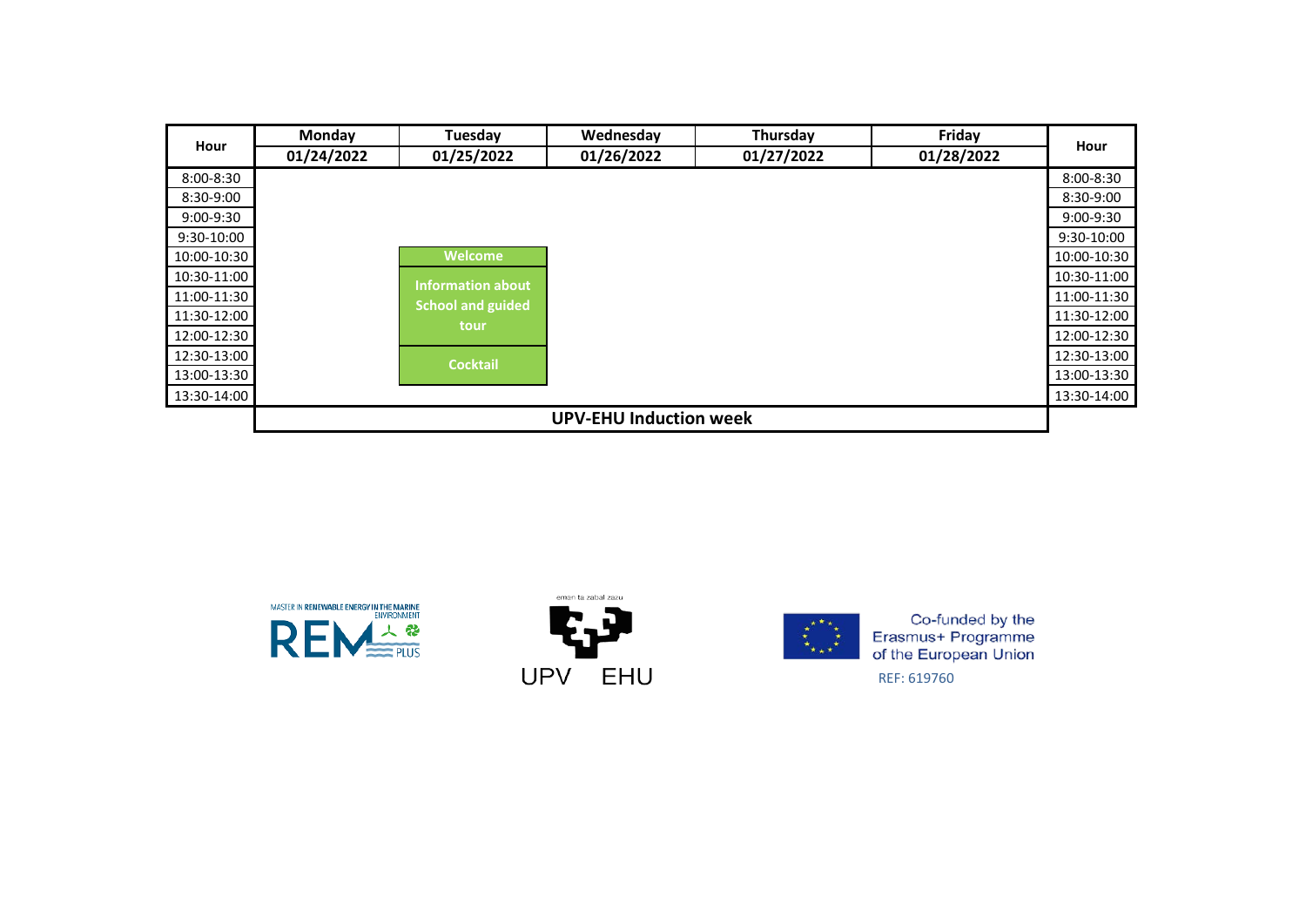| Hour | Monday | Tuesday | Wednesday | Thursday | Friday | Hour |
|---|---|---|---|---|---|---|
| | 01/24/2022 | 01/25/2022 | 01/26/2022 | 01/27/2022 | 01/28/2022 | |
| 8:00-8:30 | | | | | | 8:00-8:30 |
| 8:30-9:00 | | | | | | 8:30-9:00 |
| 9:00-9:30 | | | | | | 9:00-9:30 |
| 9:30-10:00 | | | | | | 9:30-10:00 |
| 10:00-10:30 | | Welcome | | | | 10:00-10:30 |
| 10:30-11:00 | | Information about School and guided tour | | | | 10:30-11:00 |
| 11:00-11:30 | | | | | | 11:00-11:30 |
| 11:30-12:00 | | | | | | 11:30-12:00 |
| 12:00-12:30 | | | | | | 12:00-12:30 |
| 12:30-13:00 | | Cocktail | | | | 12:30-13:00 |
| 13:00-13:30 | | | | | | 13:00-13:30 |
| 13:30-14:00 | | | | | | 13:30-14:00 |
| | UPV-EHU Induction week | | | | | |

MASTER IN RENEWABLE ENERGY IN THE MARINE ENVIRONMENT REM PLUS

eman ta zabal zazu UPV EHU

Co-funded by the Erasmus+ Programme of the European Union

REF: 619760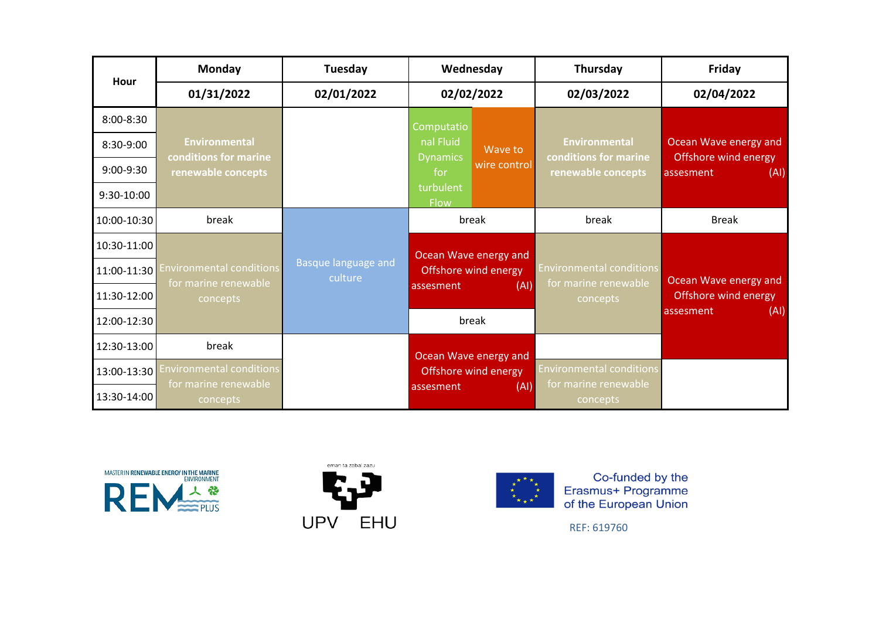| Hour | Monday | Tuesday | Wednesday | | Thursday | Friday |
|---|---|---|---|---|---|---|
| | 01/31/2022 | 02/01/2022 | 02/02/2022 | | 02/03/2022 | 02/04/2022 |
| 8:00-8:30 | **Environmental conditions for marine renewable concepts** | | Computational Fluid Dynamics for turbulent Flow | Wave to wire control | **Environmental conditions for marine renewable concepts** | Ocean Wave energy and Offshore wind energy assesment (AI) |
| 8:30-9:00 | | | | | | |
| 9:00-9:30 | | | | | | |
| 9:30-10:00 | | | | | | |
| 10:00-10:30 | break | Basque language and culture | break | | break | Break |
| 10:30-11:00 | Environmental conditions for marine renewable concepts | | Ocean Wave energy and Offshore wind energy assesment (AI) | | Environmental conditions for marine renewable concepts | Ocean Wave energy and Offshore wind energy assesment (AI) |
| 11:00-11:30 | | | | | | |
| 11:30-12:00 | | | | | | |
| 12:00-12:30 | | | break | | | |
| 12:30-13:00 | break | | Ocean Wave energy and Offshore wind energy assesment (AI) | | | |
| 13:00-13:30 | Environmental conditions for marine renewable concepts | | | | Environmental conditions for marine renewable concepts | |
| 13:30-14:00 | | | | | | |

MASTER IN RENEWABLE ENERGY IN THE MARINE ENVIRONMENT REM PLUS

eman ta zabal zazu UPV EHU

Co-funded by the Erasmus+ Programme of the European Union

REF: 619760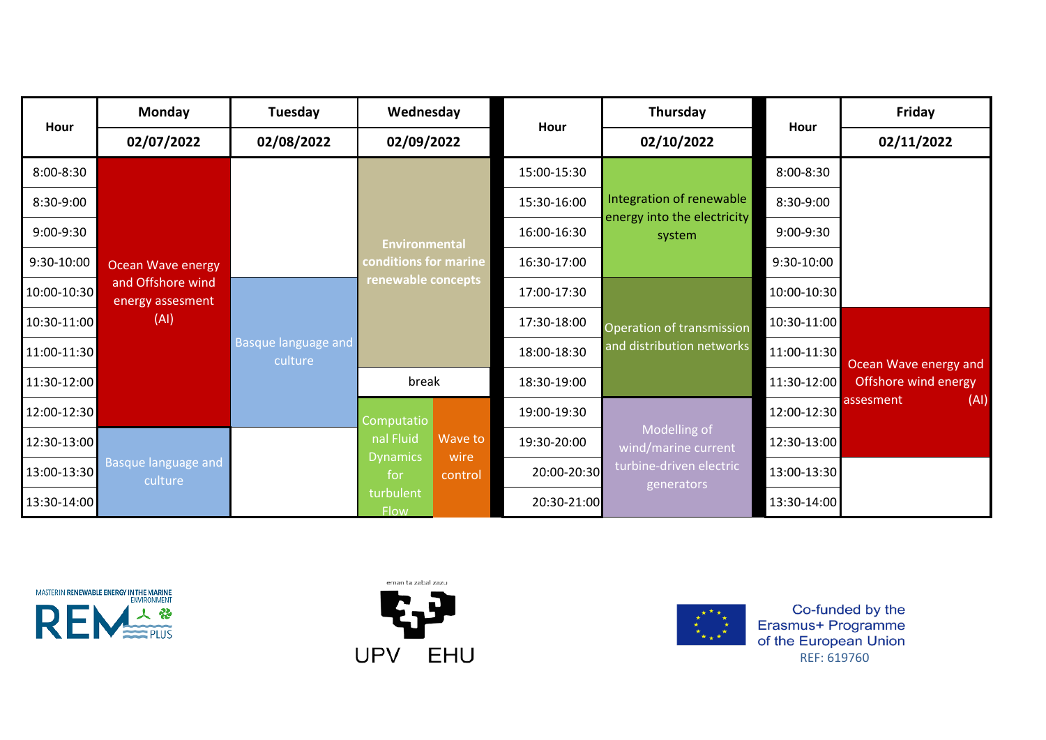| Hour | Monday | Tuesday | Wednesday | | Hour | Thursday | Hour | Friday |
|---|---|---|---|---|---|---|---|---|
| | 02/07/2022 | 02/08/2022 | 02/09/2022 | | | 02/10/2022 | | 02/11/2022 |
| 8:00-8:30 | Ocean Wave energy and Offshore wind energy assesment (AI) | | Environmental conditions for marine renewable concepts | | 15:00-15:30 | Integration of renewable energy into the electricity system | 8:00-8:30 | |
| 8:30-9:00 | | | | | 15:30-16:00 | | 8:30-9:00 | |
| 9:00-9:30 | | | | | 16:00-16:30 | | 9:00-9:30 | |
| 9:30-10:00 | | | | | 16:30-17:00 | | 9:30-10:00 | |
| 10:00-10:30 | | Basque language and culture | | | 17:00-17:30 | Operation of transmission and distribution networks | 10:00-10:30 | |
| 10:30-11:00 | | | | | 17:30-18:00 | | 10:30-11:00 | Ocean Wave energy and Offshore wind energy assesment (AI) |
| 11:00-11:30 | | | | | 18:00-18:30 | | 11:00-11:30 | |
| 11:30-12:00 | | | break | | 18:30-19:00 | | 11:30-12:00 | |
| 12:00-12:30 | | | Computational Fluid Dynamics for turbulent Flow | Wave to wire control | 19:00-19:30 | Modelling of wind/marine current turbine-driven electric generators | 12:00-12:30 | |
| 12:30-13:00 | Basque language and culture | | | | 19:30-20:00 | | 12:30-13:00 | |
| 13:00-13:30 | | | | | 20:00-20:30 | | 13:00-13:30 | |
| 13:30-14:00 | | | | | 20:30-21:00 | | 13:30-14:00 | |

MASTER IN RENEWABLE ENERGY IN THE MARINE ENVIRONMENT REM PLUS

eman ta zabal zazu UPV EHU

Co-funded by the Erasmus+ Programme of the European Union REF: 619760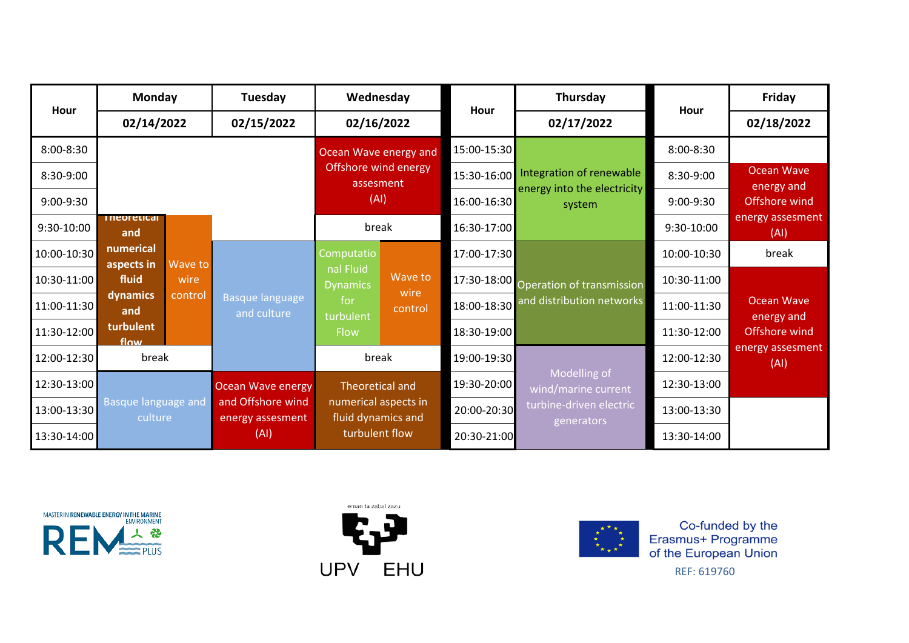| Hour | Monday | | Tuesday | Wednesday | | Hour | Thursday | Hour | Friday |
|---|---|---|---|---|---|---|---|---|---|
| | 02/14/2022 | | 02/15/2022 | 02/16/2022 | | | 02/17/2022 | | 02/18/2022 |
| 8:00-8:30 | | | | Ocean Wave energy and Offshore wind energy assesment (AI) | | 15:00-15:30 | Integration of renewable energy into the electricity system | 8:00-8:30 | |
| 8:30-9:00 | | | | | | 15:30-16:00 | | 8:30-9:00 | Ocean Wave energy and Offshore wind energy assesment (AI) |
| 9:00-9:30 | | | | | | 16:00-16:30 | | 9:00-9:30 | |
| 9:30-10:00 | Theoretical and numerical aspects in fluid dynamics and turbulent flow | Wave to wire control | | break | | 16:30-17:00 | | 9:30-10:00 | |
| 10:00-10:30 | | | Basque language and culture | Computational Fluid Dynamics for turbulent Flow | Wave to wire control | 17:00-17:30 | Operation of transmission and distribution networks | 10:00-10:30 | break |
| 10:30-11:00 | | | | | | 17:30-18:00 | | 10:30-11:00 | Ocean Wave energy and Offshore wind energy assesment (AI) |
| 11:00-11:30 | | | | | | 18:00-18:30 | | 11:00-11:30 | |
| 11:30-12:00 | | | | | | 18:30-19:00 | | 11:30-12:00 | |
| 12:00-12:30 | break | | | break | | 19:00-19:30 | Modelling of wind/marine current turbine-driven electric generators | 12:00-12:30 | |
| 12:30-13:00 | Basque language and culture | | Ocean Wave energy and Offshore wind energy assesment (AI) | Theoretical and numerical aspects in fluid dynamics and turbulent flow | | 19:30-20:00 | | 12:30-13:00 | |
| 13:00-13:30 | | | | | | 20:00-20:30 | | 13:00-13:30 | |
| 13:30-14:00 | | | | | | 20:30-21:00 | | 13:30-14:00 | |

MASTER IN RENEWABLE ENERGY IN THE MARINE ENVIRONMENT REM PLUS

eman ta zabal zazu UPV EHU

Co-funded by the Erasmus+ Programme of the European Union

REF: 619760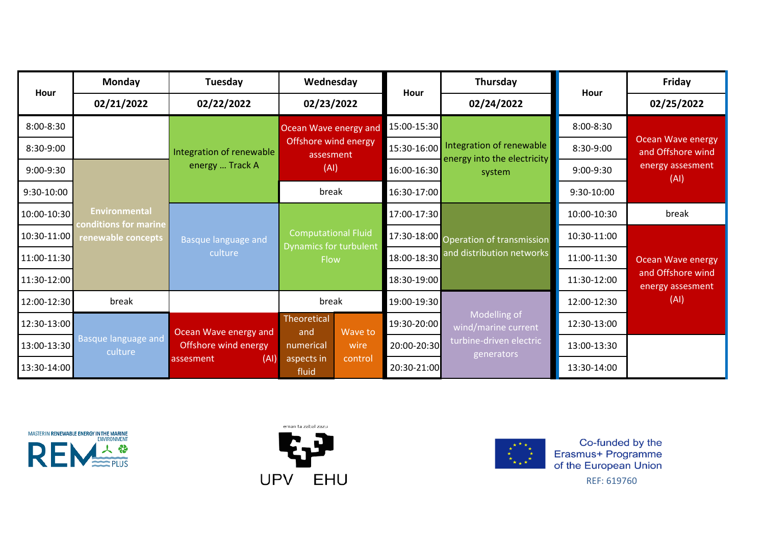| Hour | Monday | Tuesday | Wednesday | | Hour | Thursday | Hour | Friday |
|---|---|---|---|---|---|---|---|---|
| | 02/21/2022 | 02/22/2022 | 02/23/2022 | | | 02/24/2022 | | 02/25/2022 |
| 8:00-8:30 | | Integration of renewable energy … Track A | Ocean Wave energy and Offshore wind energy assesment (AI) | | 15:00-15:30 | Integration of renewable energy into the electricity system | 8:00-8:30 | Ocean Wave energy and Offshore wind energy assesment (AI) |
| 8:30-9:00 | | | | | 15:30-16:00 | | 8:30-9:00 | |
| 9:00-9:30 | Environmental conditions for marine renewable concepts | | | | 16:00-16:30 | | 9:00-9:30 | |
| 9:30-10:00 | | | break | | 16:30-17:00 | | 9:30-10:00 | |
| 10:00-10:30 | | Basque language and culture | Computational Fluid Dynamics for turbulent Flow | | 17:00-17:30 | Operation of transmission and distribution networks | 10:00-10:30 | break |
| 10:30-11:00 | | | | | 17:30-18:00 | | 10:30-11:00 | Ocean Wave energy and Offshore wind energy assesment (AI) |
| 11:00-11:30 | | | | | 18:00-18:30 | | 11:00-11:30 | |
| 11:30-12:00 | | | | | 18:30-19:00 | | 11:30-12:00 | |
| 12:00-12:30 | break | | break | | 19:00-19:30 | Modelling of wind/marine current turbine-driven electric generators | 12:00-12:30 | |
| 12:30-13:00 | Basque language and culture | Ocean Wave energy and Offshore wind energy assesment (AI) | Theoretical and numerical aspects in fluid | Wave to wire control | 19:30-20:00 | | 12:30-13:00 | |
| 13:00-13:30 | | | | | 20:00-20:30 | | 13:00-13:30 | |
| 13:30-14:00 | | | | | 20:30-21:00 | | 13:30-14:00 | |

MASTER IN RENEWABLE ENERGY IN THE MARINE ENVIRONMENT REM PLUS

eman ta zabal zazu UPV EHU

Co-funded by the Erasmus+ Programme of the European Union

REF: 619760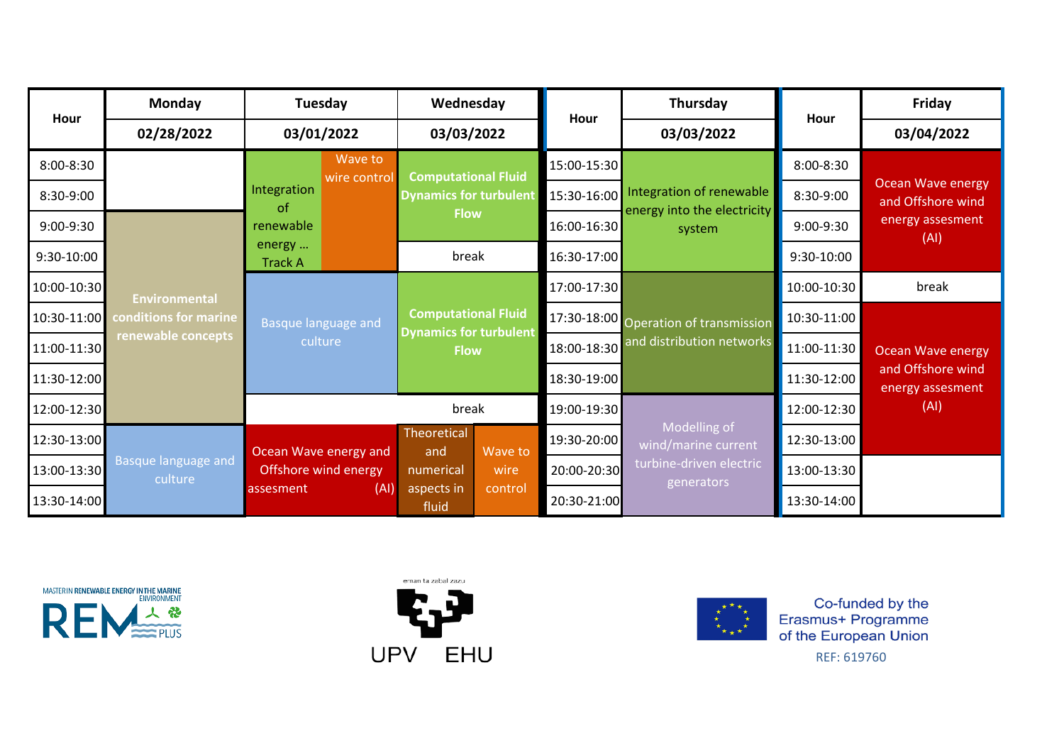| Hour | Monday | Tuesday | | Wednesday | | Hour | Thursday | Hour | Friday |
|---|---|---|---|---|---|---|---|---|---|
| | 02/28/2022 | 03/01/2022 | | 03/03/2022 | | | 03/03/2022 | | 03/04/2022 |
| 8:00-8:30 | | Integration of renewable energy … Track A | Wave to wire control | Computational Fluid Dynamics for turbulent Flow | | 15:00-15:30 | Integration of renewable energy into the electricity system | 8:00-8:30 | Ocean Wave energy and Offshore wind energy assesment (AI) |
| 8:30-9:00 | | Integration of renewable energy … Track A | Wave to wire control | Computational Fluid Dynamics for turbulent Flow | | 15:30-16:00 | Integration of renewable energy into the electricity system | 8:30-9:00 | Ocean Wave energy and Offshore wind energy assesment (AI) |
| 9:00-9:30 | Environmental conditions for marine renewable concepts | Integration of renewable energy … Track A | Wave to wire control | Computational Fluid Dynamics for turbulent Flow | | 16:00-16:30 | Integration of renewable energy into the electricity system | 9:00-9:30 | Ocean Wave energy and Offshore wind energy assesment (AI) |
| 9:30-10:00 | Environmental conditions for marine renewable concepts | Integration of renewable energy … Track A | Wave to wire control | break | | 16:30-17:00 | Integration of renewable energy into the electricity system | 9:30-10:00 | Ocean Wave energy and Offshore wind energy assesment (AI) |
| 10:00-10:30 | Environmental conditions for marine renewable concepts | Basque language and culture | | Computational Fluid Dynamics for turbulent Flow | | 17:00-17:30 | Operation of transmission and distribution networks | 10:00-10:30 | break |
| 10:30-11:00 | Environmental conditions for marine renewable concepts | Basque language and culture | | Computational Fluid Dynamics for turbulent Flow | | 17:30-18:00 | Operation of transmission and distribution networks | 10:30-11:00 | Ocean Wave energy and Offshore wind energy assesment (AI) |
| 11:00-11:30 | Environmental conditions for marine renewable concepts | Basque language and culture | | Computational Fluid Dynamics for turbulent Flow | | 18:00-18:30 | Operation of transmission and distribution networks | 11:00-11:30 | Ocean Wave energy and Offshore wind energy assesment (AI) |
| 11:30-12:00 | Environmental conditions for marine renewable concepts | Basque language and culture | | Computational Fluid Dynamics for turbulent Flow | | 18:30-19:00 | Operation of transmission and distribution networks | 11:30-12:00 | Ocean Wave energy and Offshore wind energy assesment (AI) |
| 12:00-12:30 | Environmental conditions for marine renewable concepts | break | | break | | 19:00-19:30 | Modelling of wind/marine current turbine-driven electric generators | 12:00-12:30 | Ocean Wave energy and Offshore wind energy assesment (AI) |
| 12:30-13:00 | Basque language and culture | Ocean Wave energy and Offshore wind energy assesment (AI) | | Theoretical and numerical aspects in fluid | Wave to wire control | 19:30-20:00 | Modelling of wind/marine current turbine-driven electric generators | 12:30-13:00 | Ocean Wave energy and Offshore wind energy assesment (AI) |
| 13:00-13:30 | Basque language and culture | Ocean Wave energy and Offshore wind energy assesment (AI) | | Theoretical and numerical aspects in fluid | Wave to wire control | 20:00-20:30 | Modelling of wind/marine current turbine-driven electric generators | 13:00-13:30 | |
| 13:30-14:00 | Basque language and culture | Ocean Wave energy and Offshore wind energy assesment (AI) | | Theoretical and numerical aspects in fluid | Wave to wire control | 20:30-21:00 | Modelling of wind/marine current turbine-driven electric generators | 13:30-14:00 | |

MASTER IN RENEWABLE ENERGY IN THE MARINE ENVIRONMENT REM PLUS

eman ta zabal zazu UPV EHU

Co-funded by the Erasmus+ Programme of the European Union

REF: 619760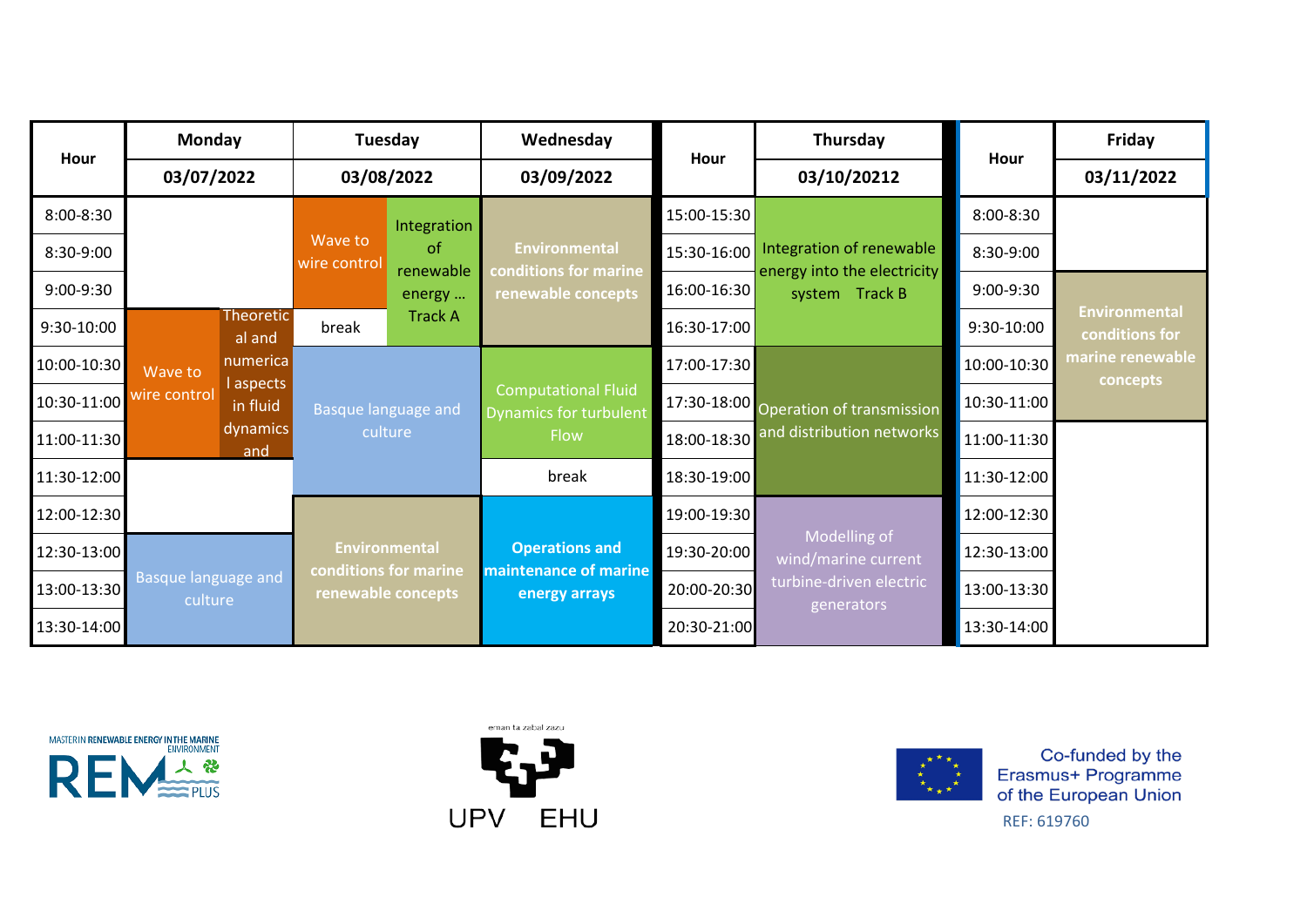| Hour | Monday | | Tuesday | | Wednesday | Hour | Thursday | Hour | Friday |
|---|---|---|---|---|---|---|---|---|---|
| | 03/07/2022 | | 03/08/2022 | | 03/09/2022 | | 03/10/20212 | | 03/11/2022 |
| 8:00-8:30 | | | Wave to wire control | Integration of renewable energy … Track A | Environmental conditions for marine renewable concepts | 15:00-15:30 | Integration of renewable energy into the electricity system Track B | 8:00-8:30 | |
| 8:30-9:00 | | | | | | 15:30-16:00 | | 8:30-9:00 | |
| 9:00-9:30 | | | | | | 16:00-16:30 | | 9:00-9:30 | Environmental conditions for marine renewable concepts |
| 9:30-10:00 | Wave to wire control | Theoretical and numerical aspects in fluid dynamics and | break | | | 16:30-17:00 | | 9:30-10:00 | |
| 10:00-10:30 | | | Basque language and culture | | Computational Fluid Dynamics for turbulent Flow | 17:00-17:30 | Operation of transmission and distribution networks | 10:00-10:30 | |
| 10:30-11:00 | | | | | | 17:30-18:00 | | 10:30-11:00 | |
| 11:00-11:30 | | | | | | 18:00-18:30 | | 11:00-11:30 | |
| 11:30-12:00 | | | | | break | 18:30-19:00 | | 11:30-12:00 | |
| 12:00-12:30 | | | Environmental conditions for marine renewable concepts | | Operations and maintenance of marine energy arrays | 19:00-19:30 | Modelling of wind/marine current turbine-driven electric generators | 12:00-12:30 | |
| 12:30-13:00 | Basque language and culture | | | | | 19:30-20:00 | | 12:30-13:00 | |
| 13:00-13:30 | | | | | | 20:00-20:30 | | 13:00-13:30 | |
| 13:30-14:00 | | | | | | 20:30-21:00 | | 13:30-14:00 | |

MASTER IN RENEWABLE ENERGY IN THE MARINE ENVIRONMENT REM PLUS

eman ta zabal zazu UPV EHU

Co-funded by the Erasmus+ Programme of the European Union

REF: 619760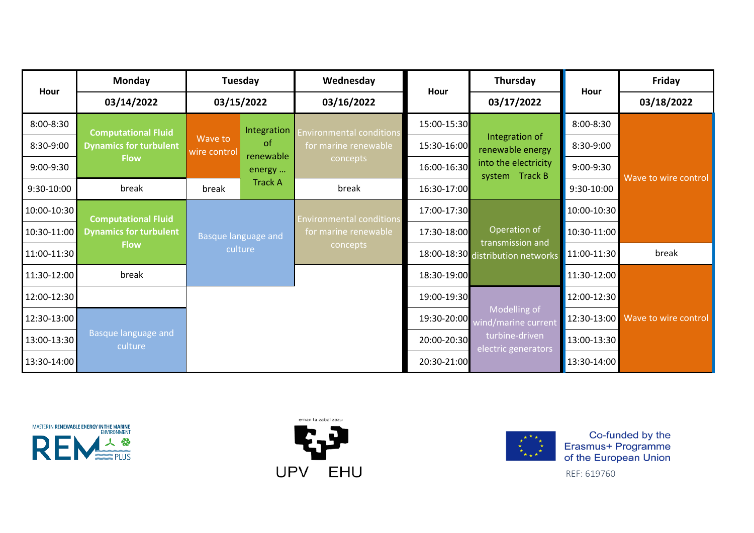| Hour | Monday | Tuesday | | Wednesday | Hour | Thursday | Hour | Friday |
|---|---|---|---|---|---|---|---|---|
| | 03/14/2022 | 03/15/2022 | | 03/16/2022 | | 03/17/2022 | | 03/18/2022 |
| 8:00-8:30 | **Computational Fluid Dynamics for turbulent Flow** | Wave to wire control | Integration of renewable energy … Track A | Environmental conditions for marine renewable concepts | 15:00-15:30 | Integration of renewable energy into the electricity system Track B | 8:00-8:30 | Wave to wire control |
| 8:30-9:00 | | | | | 15:30-16:00 | | 8:30-9:00 | |
| 9:00-9:30 | | | | | 16:00-16:30 | | 9:00-9:30 | |
| 9:30-10:00 | break | break | | break | 16:30-17:00 | | 9:30-10:00 | |
| 10:00-10:30 | **Computational Fluid Dynamics for turbulent Flow** | Basque language and culture | | Environmental conditions for marine renewable concepts | 17:00-17:30 | Operation of transmission and distribution networks | 10:00-10:30 | |
| 10:30-11:00 | | | | | 17:30-18:00 | | 10:30-11:00 | |
| 11:00-11:30 | | | | | 18:00-18:30 | | 11:00-11:30 | break |
| 11:30-12:00 | break | | | | 18:30-19:00 | | 11:30-12:00 | Wave to wire control |
| 12:00-12:30 | | | | | 19:00-19:30 | Modelling of wind/marine current turbine-driven electric generators | 12:00-12:30 | |
| 12:30-13:00 | Basque language and culture | | | | 19:30-20:00 | | 12:30-13:00 | |
| 13:00-13:30 | | | | | 20:00-20:30 | | 13:00-13:30 | |
| 13:30-14:00 | | | | | 20:30-21:00 | | 13:30-14:00 | |

MASTER IN RENEWABLE ENERGY IN THE MARINE ENVIRONMENT REM PLUS

eman ta zabal zazu UPV EHU

Co-funded by the Erasmus+ Programme of the European Union

REF: 619760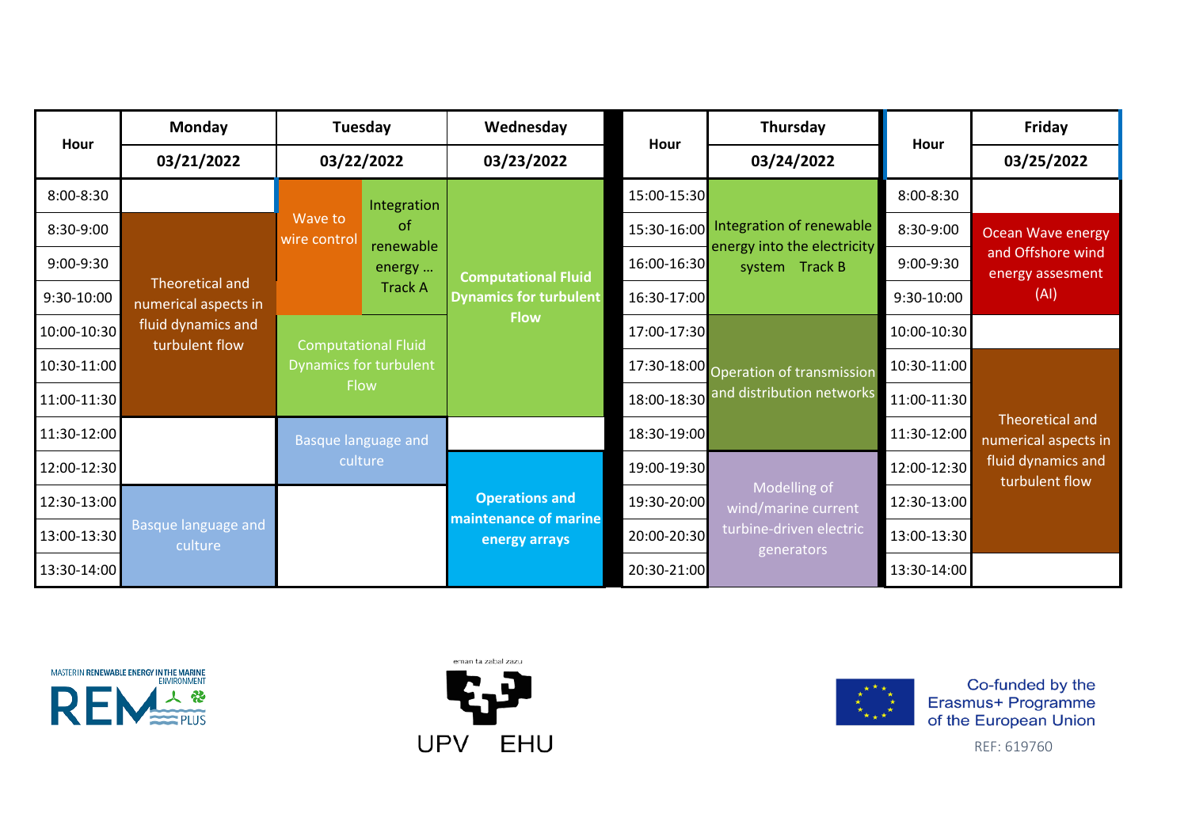| Hour | Monday | Tuesday | | Wednesday |
|---|---|---|---|---|
| | 03/21/2022 | 03/22/2022 | | 03/23/2022 |
| 8:00-8:30 | | Wave to wire control | Integration of renewable energy … Track A | Computational Fluid Dynamics for turbulent Flow |
| 8:30-9:00 | Theoretical and numerical aspects in fluid dynamics and turbulent flow | Wave to wire control | Integration of renewable energy … Track A | Computational Fluid Dynamics for turbulent Flow |
| 9:00-9:30 | Theoretical and numerical aspects in fluid dynamics and turbulent flow | Wave to wire control | Integration of renewable energy … Track A | Computational Fluid Dynamics for turbulent Flow |
| 9:30-10:00 | Theoretical and numerical aspects in fluid dynamics and turbulent flow | Wave to wire control | Integration of renewable energy … Track A | Computational Fluid Dynamics for turbulent Flow |
| 10:00-10:30 | Theoretical and numerical aspects in fluid dynamics and turbulent flow | Computational Fluid Dynamics for turbulent Flow | | Computational Fluid Dynamics for turbulent Flow |
| 10:30-11:00 | Theoretical and numerical aspects in fluid dynamics and turbulent flow | Computational Fluid Dynamics for turbulent Flow | | Computational Fluid Dynamics for turbulent Flow |
| 11:00-11:30 | Theoretical and numerical aspects in fluid dynamics and turbulent flow | Computational Fluid Dynamics for turbulent Flow | | Computational Fluid Dynamics for turbulent Flow |
| 11:30-12:00 | | Basque language and culture | | |
| 12:00-12:30 | | Basque language and culture | | Operations and maintenance of marine energy arrays |
| 12:30-13:00 | Basque language and culture | | | Operations and maintenance of marine energy arrays |
| 13:00-13:30 | Basque language and culture | | | Operations and maintenance of marine energy arrays |
| 13:30-14:00 | Basque language and culture | | | Operations and maintenance of marine energy arrays |

| Hour | Thursday |
|---|---|
| | 03/24/2022 |
| 15:00-15:30 | Integration of renewable energy into the electricity system Track B |
| 15:30-16:00 | Integration of renewable energy into the electricity system Track B |
| 16:00-16:30 | Integration of renewable energy into the electricity system Track B |
| 16:30-17:00 | Integration of renewable energy into the electricity system Track B |
| 17:00-17:30 | Operation of transmission and distribution networks |
| 17:30-18:00 | Operation of transmission and distribution networks |
| 18:00-18:30 | Operation of transmission and distribution networks |
| 18:30-19:00 | Operation of transmission and distribution networks |
| 19:00-19:30 | Modelling of wind/marine current turbine-driven electric generators |
| 19:30-20:00 | Modelling of wind/marine current turbine-driven electric generators |
| 20:00-20:30 | Modelling of wind/marine current turbine-driven electric generators |
| 20:30-21:00 | Modelling of wind/marine current turbine-driven electric generators |

| Hour | Friday |
|---|---|
| | 03/25/2022 |
| 8:00-8:30 | |
| 8:30-9:00 | Ocean Wave energy and Offshore wind energy assesment (AI) |
| 9:00-9:30 | Ocean Wave energy and Offshore wind energy assesment (AI) |
| 9:30-10:00 | Ocean Wave energy and Offshore wind energy assesment (AI) |
| 10:00-10:30 | |
| 10:30-11:00 | Theoretical and numerical aspects in fluid dynamics and turbulent flow |
| 11:00-11:30 | Theoretical and numerical aspects in fluid dynamics and turbulent flow |
| 11:30-12:00 | Theoretical and numerical aspects in fluid dynamics and turbulent flow |
| 12:00-12:30 | Theoretical and numerical aspects in fluid dynamics and turbulent flow |
| 12:30-13:00 | Theoretical and numerical aspects in fluid dynamics and turbulent flow |
| 13:00-13:30 | Theoretical and numerical aspects in fluid dynamics and turbulent flow |
| 13:30-14:00 | |

MASTER IN RENEWABLE ENERGY IN THE MARINE ENVIRONMENT REM PLUS

eman ta zabal zazu UPV EHU

Co-funded by the Erasmus+ Programme of the European Union

REF: 619760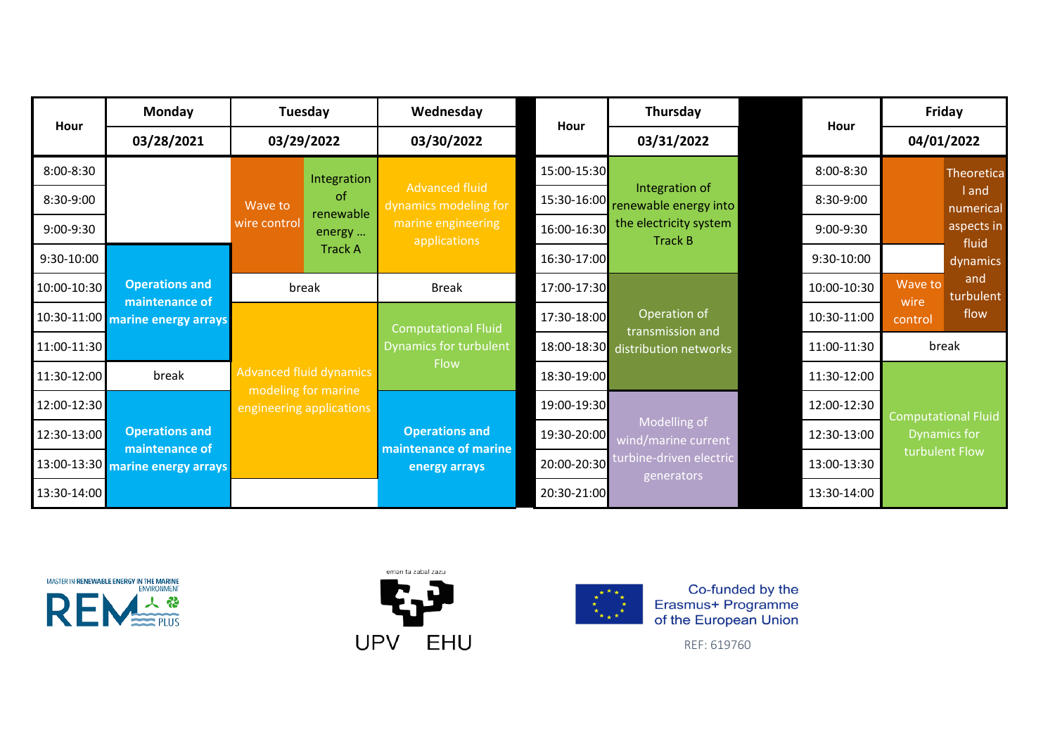| Hour | Monday | Tuesday | | Wednesday |
|---|---|---|---|---|
| | 03/28/2021 | 03/29/2022 | | 03/30/2022 |
| 8:00-8:30 | | Wave to wire control | Integration of renewable energy … Track A | Advanced fluid dynamics modeling for marine engineering applications |
| 8:30-9:00 | | | | |
| 9:00-9:30 | | | | |
| 9:30-10:00 | **Operations and maintenance of marine energy arrays** | | | |
| 10:00-10:30 | | break | | Break |
| 10:30-11:00 | | Advanced fluid dynamics modeling for marine engineering applications | | Computational Fluid Dynamics for turbulent Flow |
| 11:00-11:30 | | | | |
| 11:30-12:00 | break | | | |
| 12:00-12:30 | **Operations and maintenance of marine energy arrays** | | | **Operations and maintenance of marine energy arrays** |
| 12:30-13:00 | | | | |
| 13:00-13:30 | | | | |
| 13:30-14:00 | | | | |

| Hour | Thursday |
|---|---|
| | 03/31/2022 |
| 15:00-15:30 | Integration of renewable energy into the electricity system Track B |
| 15:30-16:00 | |
| 16:00-16:30 | |
| 16:30-17:00 | |
| 17:00-17:30 | Operation of transmission and distribution networks |
| 17:30-18:00 | |
| 18:00-18:30 | |
| 18:30-19:00 | |
| 19:00-19:30 | Modelling of wind/marine current turbine-driven electric generators |
| 19:30-20:00 | |
| 20:00-20:30 | |
| 20:30-21:00 | |

| Hour | Friday | |
|---|---|---|
| | 04/01/2022 | |
| 8:00-8:30 | | Theoretical and numerical aspects in fluid dynamics and turbulent flow |
| 8:30-9:00 | | |
| 9:00-9:30 | | |
| 9:30-10:00 | | |
| 10:00-10:30 | Wave to wire control | |
| 10:30-11:00 | | |
| 11:00-11:30 | break | |
| 11:30-12:00 | Computational Fluid Dynamics for turbulent Flow | |
| 12:00-12:30 | | |
| 12:30-13:00 | | |
| 13:00-13:30 | | |
| 13:30-14:00 | | |

MASTER IN RENEWABLE ENERGY IN THE MARINE ENVIRONMENT REM PLUS

eman ta zabal zazu UPV EHU

Co-funded by the Erasmus+ Programme of the European Union

REF: 619760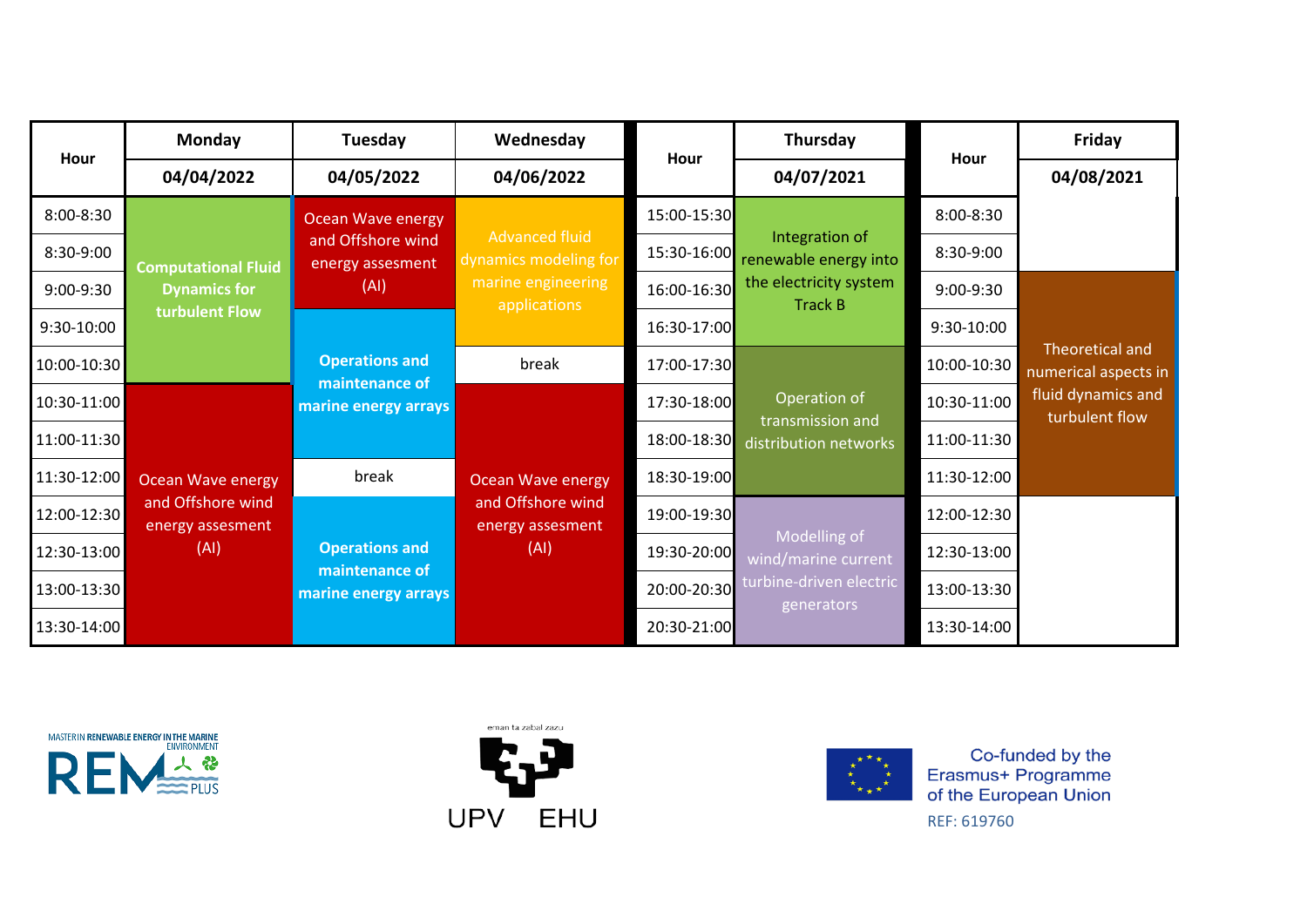| Hour | Monday 04/04/2022 | Tuesday 04/05/2022 | Wednesday 04/06/2022 | Hour | Thursday 04/07/2021 | Hour | Friday 04/08/2021 |
|---|---|---|---|---|---|---|---|
| 8:00-8:30 | **Computational Fluid Dynamics for turbulent Flow** | Ocean Wave energy and Offshore wind energy assesment (AI) | Advanced fluid dynamics modeling for marine engineering applications | 15:00-15:30 | Integration of renewable energy into the electricity system Track B | 8:00-8:30 | |
| 8:30-9:00 | | | | 15:30-16:00 | | 8:30-9:00 | |
| 9:00-9:30 | | | | 16:00-16:30 | | 9:00-9:30 | Theoretical and numerical aspects in fluid dynamics and turbulent flow |
| 9:30-10:00 | | **Operations and maintenance of marine energy arrays** | | 16:30-17:00 | | 9:30-10:00 | |
| 10:00-10:30 | | | break | 17:00-17:30 | Operation of transmission and distribution networks | 10:00-10:30 | |
| 10:30-11:00 | Ocean Wave energy and Offshore wind energy assesment (AI) | | Ocean Wave energy and Offshore wind energy assesment (AI) | 17:30-18:00 | | 10:30-11:00 | |
| 11:00-11:30 | | | | 18:00-18:30 | | 11:00-11:30 | |
| 11:30-12:00 | | break | | 18:30-19:00 | | 11:30-12:00 | |
| 12:00-12:30 | | **Operations and maintenance of marine energy arrays** | | 19:00-19:30 | Modelling of wind/marine current turbine-driven electric generators | 12:00-12:30 | |
| 12:30-13:00 | | | | 19:30-20:00 | | 12:30-13:00 | |
| 13:00-13:30 | | | | 20:00-20:30 | | 13:00-13:30 | |
| 13:30-14:00 | | | | 20:30-21:00 | | 13:30-14:00 | |

MASTER IN RENEWABLE ENERGY IN THE MARINE ENVIRONMENT REM PLUS

eman ta zabal zazu UPV EHU

Co-funded by the Erasmus+ Programme of the European Union

REF: 619760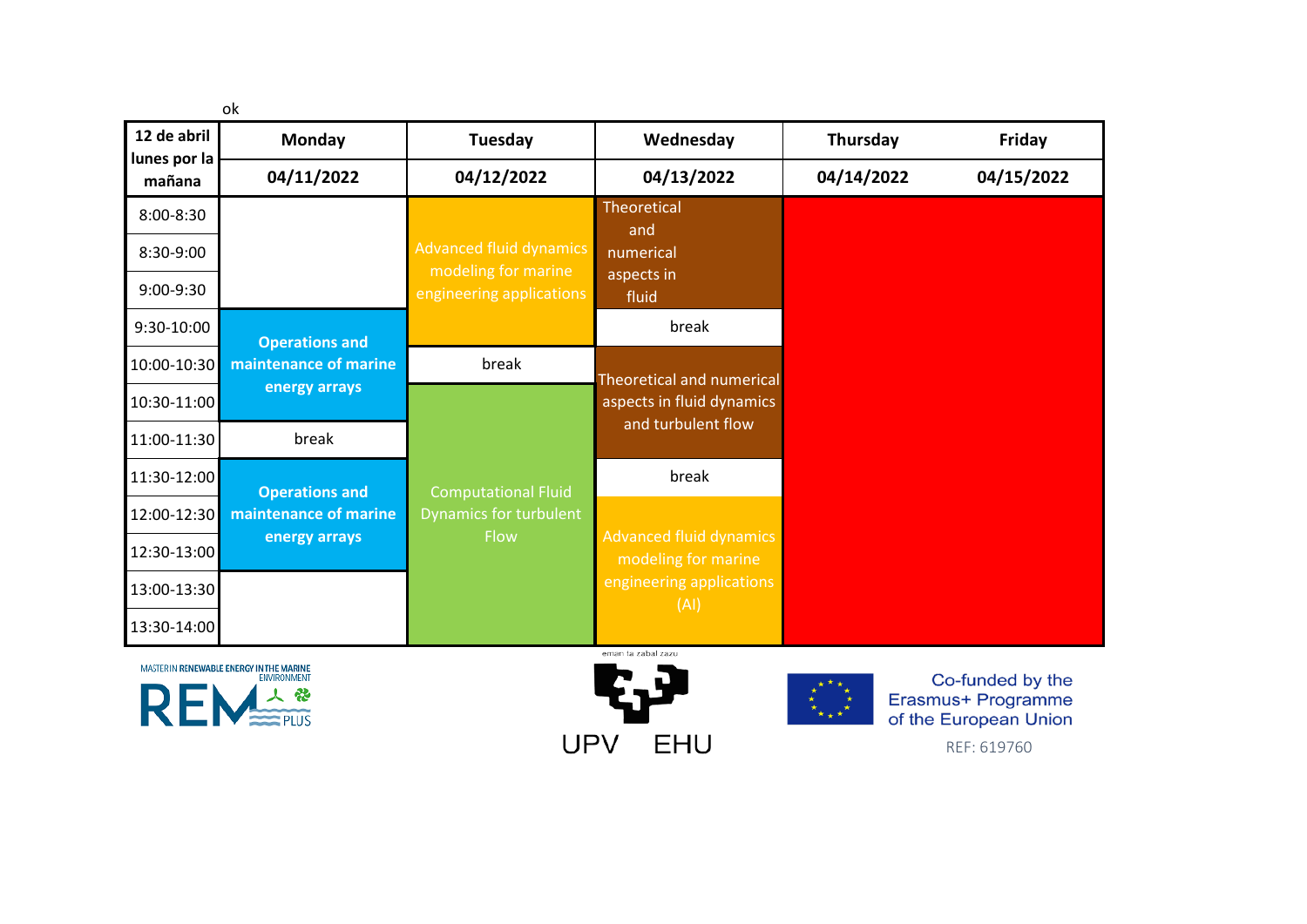ok

| 12 de abril lunes por la mañana | Monday | Tuesday | Wednesday | Thursday | Friday |
|---|---|---|---|---|---|
| | 04/11/2022 | 04/12/2022 | 04/13/2022 | 04/14/2022 | 04/15/2022 |
| 8:00-8:30 | | Advanced fluid dynamics modeling for marine engineering applications | Theoretical and numerical aspects in fluid | | |
| 8:30-9:00 | | | | | |
| 9:00-9:30 | | | | | |
| 9:30-10:00 | **Operations and maintenance of marine energy arrays** | | break | | |
| 10:00-10:30 | | break | Theoretical and numerical aspects in fluid dynamics and turbulent flow | | |
| 10:30-11:00 | | Computational Fluid Dynamics for turbulent Flow | | | |
| 11:00-11:30 | break | | | | |
| 11:30-12:00 | **Operations and maintenance of marine energy arrays** | | break | | |
| 12:00-12:30 | | | Advanced fluid dynamics modeling for marine engineering applications (AI) | | |
| 12:30-13:00 | | | | | |
| 13:00-13:30 | | | | | |
| 13:30-14:00 | | | | | |

MASTER IN RENEWABLE ENERGY IN THE MARINE ENVIRONMENT REM PLUS

eman ta zabal zazu UPV EHU

Co-funded by the Erasmus+ Programme of the European Union

REF: 619760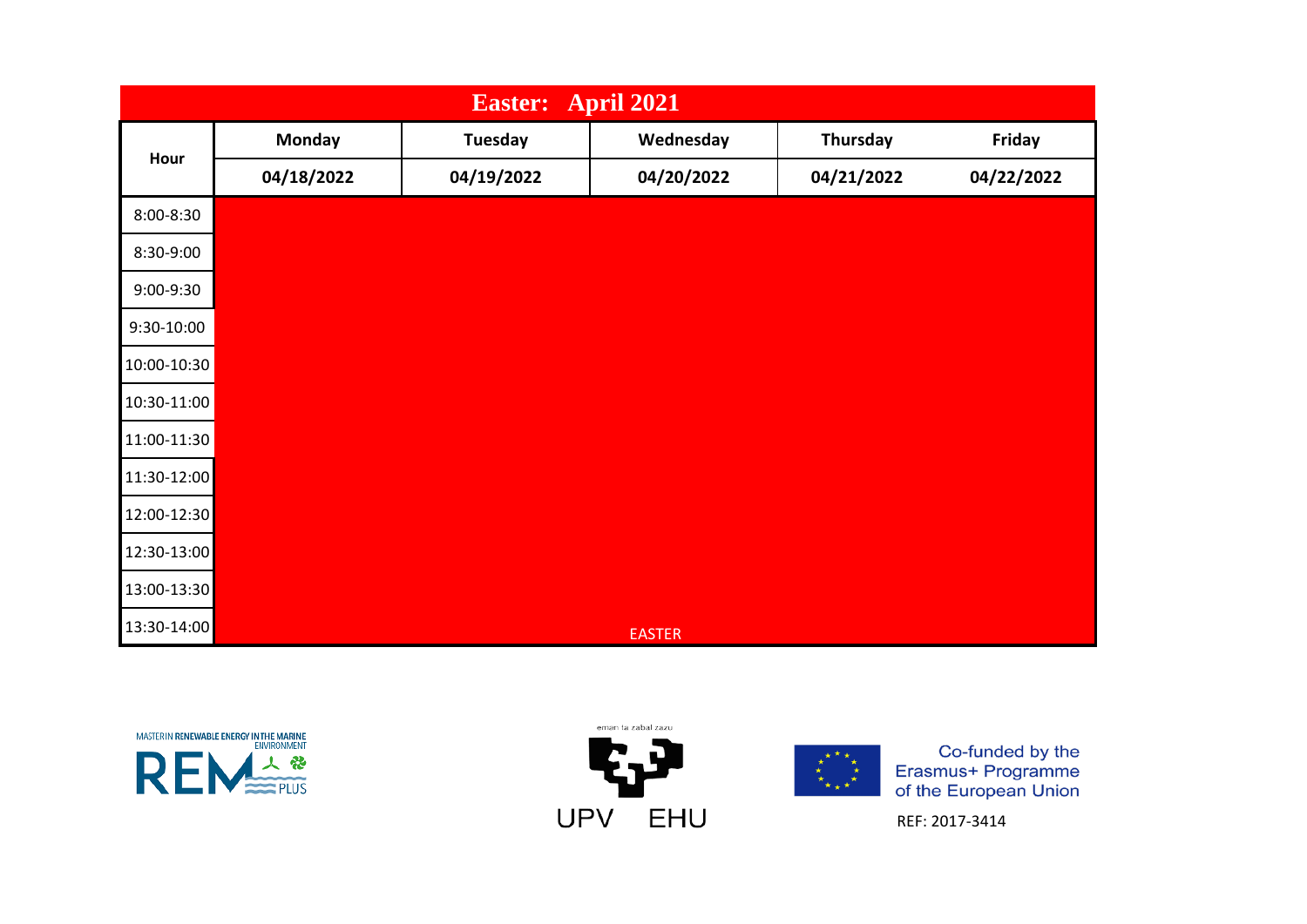| Easter: April 2021 | | | | | |
|---|---|---|---|---|---|
| **Hour** | **Monday** | **Tuesday** | **Wednesday** | **Thursday** | **Friday** |
| | **04/18/2022** | **04/19/2022** | **04/20/2022** | **04/21/2022** | **04/22/2022** |
| 8:00-8:30 | | | | | |
| 8:30-9:00 | | | | | |
| 9:00-9:30 | | | | | |
| 9:30-10:00 | | | | | |
| 10:00-10:30 | | | | | |
| 10:30-11:00 | | | | | |
| 11:00-11:30 | | | | | |
| 11:30-12:00 | | | | | |
| 12:00-12:30 | | | | | |
| 12:30-13:00 | | | | | |
| 13:00-13:30 | | | | | |
| 13:30-14:00 | | | EASTER | | |

MASTER IN RENEWABLE ENERGY IN THE MARINE ENVIRONMENT REM PLUS

eman ta zabal zazu

UPV EHU

Co-funded by the Erasmus+ Programme of the European Union

REF: 2017-3414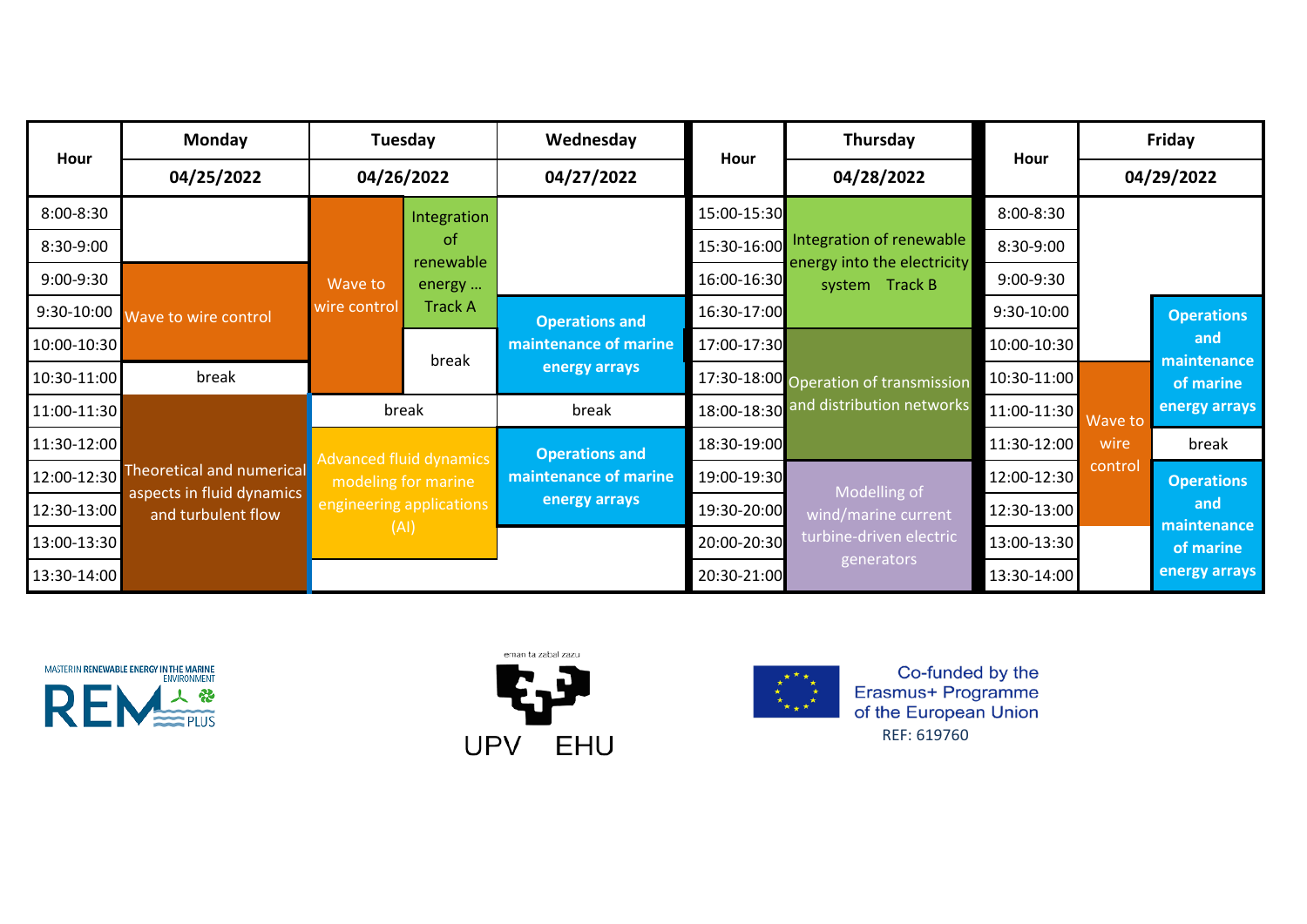| Hour | Monday | Tuesday | | Wednesday | Hour | Thursday | Hour | Friday | |
|---|---|---|---|---|---|---|---|---|---|
| | 04/25/2022 | 04/26/2022 | | 04/27/2022 | | 04/28/2022 | | 04/29/2022 | |
| 8:00-8:30 | | Wave to wire control | Integration of renewable energy … Track A | | 15:00-15:30 | Integration of renewable energy into the electricity system Track B | 8:00-8:30 | | |
| 8:30-9:00 | | Wave to wire control | Integration of renewable energy … Track A | | 15:30-16:00 | Integration of renewable energy into the electricity system Track B | 8:30-9:00 | | |
| 9:00-9:30 | Wave to wire control | Wave to wire control | Integration of renewable energy … Track A | | 16:00-16:30 | Integration of renewable energy into the electricity system Track B | 9:00-9:30 | | |
| 9:30-10:00 | Wave to wire control | Wave to wire control | Integration of renewable energy … Track A | **Operations and maintenance of marine energy arrays** | 16:30-17:00 | Integration of renewable energy into the electricity system Track B | 9:30-10:00 | | **Operations and maintenance of marine energy arrays** |
| 10:00-10:30 | Wave to wire control | Wave to wire control | break | **Operations and maintenance of marine energy arrays** | 17:00-17:30 | Operation of transmission and distribution networks | 10:00-10:30 | | **Operations and maintenance of marine energy arrays** |
| 10:30-11:00 | break | Wave to wire control | break | **Operations and maintenance of marine energy arrays** | 17:30-18:00 | Operation of transmission and distribution networks | 10:30-11:00 | Wave to wire control | **Operations and maintenance of marine energy arrays** |
| 11:00-11:30 | Theoretical and numerical aspects in fluid dynamics and turbulent flow | break | | break | 18:00-18:30 | Operation of transmission and distribution networks | 11:00-11:30 | Wave to wire control | **Operations and maintenance of marine energy arrays** |
| 11:30-12:00 | Theoretical and numerical aspects in fluid dynamics and turbulent flow | Advanced fluid dynamics modeling for marine engineering applications (AI) | | **Operations and maintenance of marine energy arrays** | 18:30-19:00 | Operation of transmission and distribution networks | 11:30-12:00 | Wave to wire control | break |
| 12:00-12:30 | Theoretical and numerical aspects in fluid dynamics and turbulent flow | Advanced fluid dynamics modeling for marine engineering applications (AI) | | **Operations and maintenance of marine energy arrays** | 19:00-19:30 | Modelling of wind/marine current turbine-driven electric generators | 12:00-12:30 | Wave to wire control | **Operations and maintenance of marine energy arrays** |
| 12:30-13:00 | Theoretical and numerical aspects in fluid dynamics and turbulent flow | Advanced fluid dynamics modeling for marine engineering applications (AI) | | **Operations and maintenance of marine energy arrays** | 19:30-20:00 | Modelling of wind/marine current turbine-driven electric generators | 12:30-13:00 | Wave to wire control | **Operations and maintenance of marine energy arrays** |
| 13:00-13:30 | Theoretical and numerical aspects in fluid dynamics and turbulent flow | Advanced fluid dynamics modeling for marine engineering applications (AI) | | | 20:00-20:30 | Modelling of wind/marine current turbine-driven electric generators | 13:00-13:30 | | **Operations and maintenance of marine energy arrays** |
| 13:30-14:00 | Theoretical and numerical aspects in fluid dynamics and turbulent flow | | | | 20:30-21:00 | Modelling of wind/marine current turbine-driven electric generators | 13:30-14:00 | | **Operations and maintenance of marine energy arrays** |

MASTER IN RENEWABLE ENERGY IN THE MARINE ENVIRONMENT REM PLUS

eman ta zabal zazu UPV EHU

Co-funded by the Erasmus+ Programme of the European Union

REF: 619760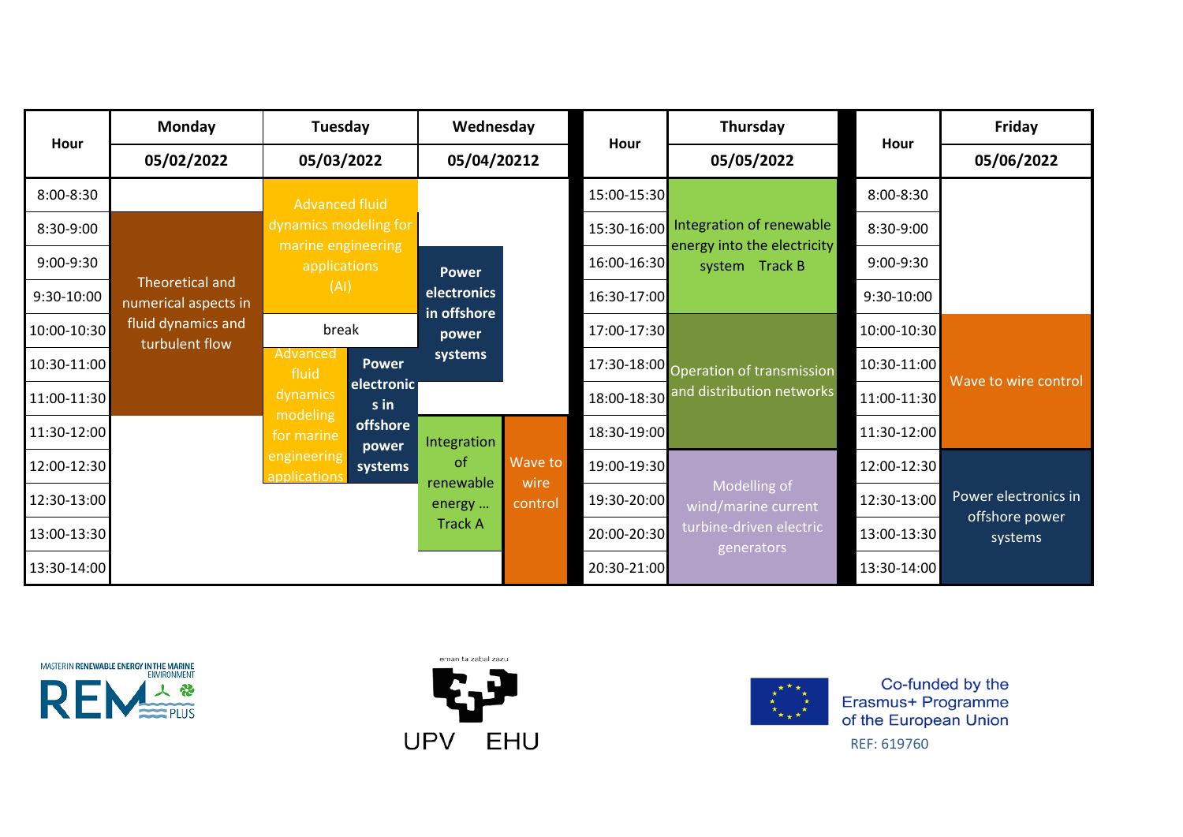| Hour | Monday 05/02/2022 | Tuesday 05/03/2022 | | Wednesday 05/04/20212 | | Hour | Thursday 05/05/2022 | Hour | Friday 05/06/2022 |
|---|---|---|---|---|---|---|---|---|---|
| 8:00-8:30 | | Advanced fluid dynamics modeling for marine engineering applications (AI) | | | | 15:00-15:30 | Integration of renewable energy into the electricity system Track B | 8:00-8:30 | |
| 8:30-9:00 | Theoretical and numerical aspects in fluid dynamics and turbulent flow | Advanced fluid dynamics modeling for marine engineering applications (AI) | | | | 15:30-16:00 | Integration of renewable energy into the electricity system Track B | 8:30-9:00 | |
| 9:00-9:30 | Theoretical and numerical aspects in fluid dynamics and turbulent flow | Advanced fluid dynamics modeling for marine engineering applications (AI) | | Power electronics in offshore power systems | | 16:00-16:30 | Integration of renewable energy into the electricity system Track B | 9:00-9:30 | |
| 9:30-10:00 | Theoretical and numerical aspects in fluid dynamics and turbulent flow | Advanced fluid dynamics modeling for marine engineering applications (AI) | | Power electronics in offshore power systems | | 16:30-17:00 | Integration of renewable energy into the electricity system Track B | 9:30-10:00 | |
| 10:00-10:30 | Theoretical and numerical aspects in fluid dynamics and turbulent flow | break | | Power electronics in offshore power systems | | 17:00-17:30 | Operation of transmission and distribution networks | 10:00-10:30 | Wave to wire control |
| 10:30-11:00 | Theoretical and numerical aspects in fluid dynamics and turbulent flow | Advanced fluid dynamics modeling for marine engineering applications | Power electronics in offshore power systems | Power electronics in offshore power systems | | 17:30-18:00 | Operation of transmission and distribution networks | 10:30-11:00 | Wave to wire control |
| 11:00-11:30 | Theoretical and numerical aspects in fluid dynamics and turbulent flow | Advanced fluid dynamics modeling for marine engineering applications | Power electronics in offshore power systems | | | 18:00-18:30 | Operation of transmission and distribution networks | 11:00-11:30 | Wave to wire control |
| 11:30-12:00 | | Advanced fluid dynamics modeling for marine engineering applications | Power electronics in offshore power systems | Integration of renewable energy … Track A | Wave to wire control | 18:30-19:00 | Operation of transmission and distribution networks | 11:30-12:00 | Wave to wire control |
| 12:00-12:30 | | Advanced fluid dynamics modeling for marine engineering applications | Power electronics in offshore power systems | Integration of renewable energy … Track A | Wave to wire control | 19:00-19:30 | Modelling of wind/marine current turbine-driven electric generators | 12:00-12:30 | Power electronics in offshore power systems |
| 12:30-13:00 | | | | Integration of renewable energy … Track A | Wave to wire control | 19:30-20:00 | Modelling of wind/marine current turbine-driven electric generators | 12:30-13:00 | Power electronics in offshore power systems |
| 13:00-13:30 | | | | Integration of renewable energy … Track A | Wave to wire control | 20:00-20:30 | Modelling of wind/marine current turbine-driven electric generators | 13:00-13:30 | Power electronics in offshore power systems |
| 13:30-14:00 | | | | | Wave to wire control | 20:30-21:00 | Modelling of wind/marine current turbine-driven electric generators | 13:30-14:00 | Power electronics in offshore power systems |

MASTER IN RENEWABLE ENERGY IN THE MARINE ENVIRONMENT REM PLUS

eman ta zabal zazu UPV EHU

Co-funded by the Erasmus+ Programme of the European Union

REF: 619760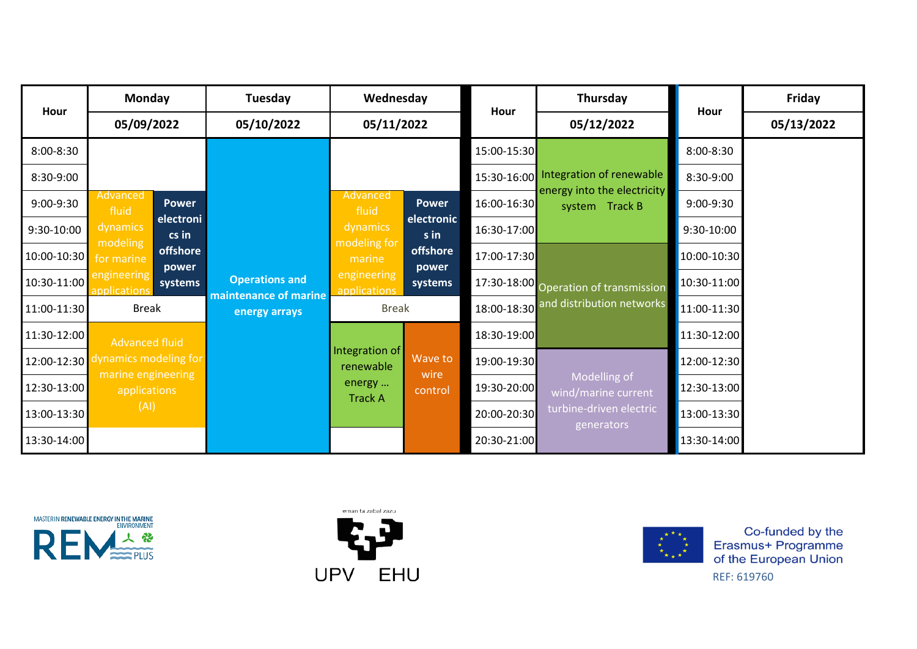| Hour | Monday | | Tuesday | Wednesday | | Hour | Thursday | Hour | Friday |
|---|---|---|---|---|---|---|---|---|---|
| | 05/09/2022 | | 05/10/2022 | 05/11/2022 | | | 05/12/2022 | | 05/13/2022 |
| 8:00-8:30 | | | Operations and maintenance of marine energy arrays | | | 15:00-15:30 | Integration of renewable energy into the electricity system Track B | 8:00-8:30 | |
| 8:30-9:00 | | | | | | 15:30-16:00 | | 8:30-9:00 | |
| 9:00-9:30 | Advanced fluid dynamics modeling for marine engineering applications | Power electronics in offshore power systems | | Advanced fluid dynamics modeling for marine engineering applications | Power electronics in offshore power systems | 16:00-16:30 | | 9:00-9:30 | |
| 9:30-10:00 | | | | | | 16:30-17:00 | | 9:30-10:00 | |
| 10:00-10:30 | | | | | | 17:00-17:30 | Operation of transmission and distribution networks | 10:00-10:30 | |
| 10:30-11:00 | | | | | | 17:30-18:00 | | 10:30-11:00 | |
| 11:00-11:30 | Break | | | Break | | 18:00-18:30 | | 11:00-11:30 | |
| 11:30-12:00 | Advanced fluid dynamics modeling for marine engineering applications (AI) | | | Integration of renewable energy … Track A | Wave to wire control | 18:30-19:00 | | 11:30-12:00 | |
| 12:00-12:30 | | | | | | 19:00-19:30 | Modelling of wind/marine current turbine-driven electric generators | 12:00-12:30 | |
| 12:30-13:00 | | | | | | 19:30-20:00 | | 12:30-13:00 | |
| 13:00-13:30 | | | | | | 20:00-20:30 | | 13:00-13:30 | |
| 13:30-14:00 | | | | | | 20:30-21:00 | | 13:30-14:00 | |

MASTER IN RENEWABLE ENERGY IN THE MARINE ENVIRONMENT REM PLUS

eman ta zabal zazu UPV EHU

Co-funded by the Erasmus+ Programme of the European Union

REF: 619760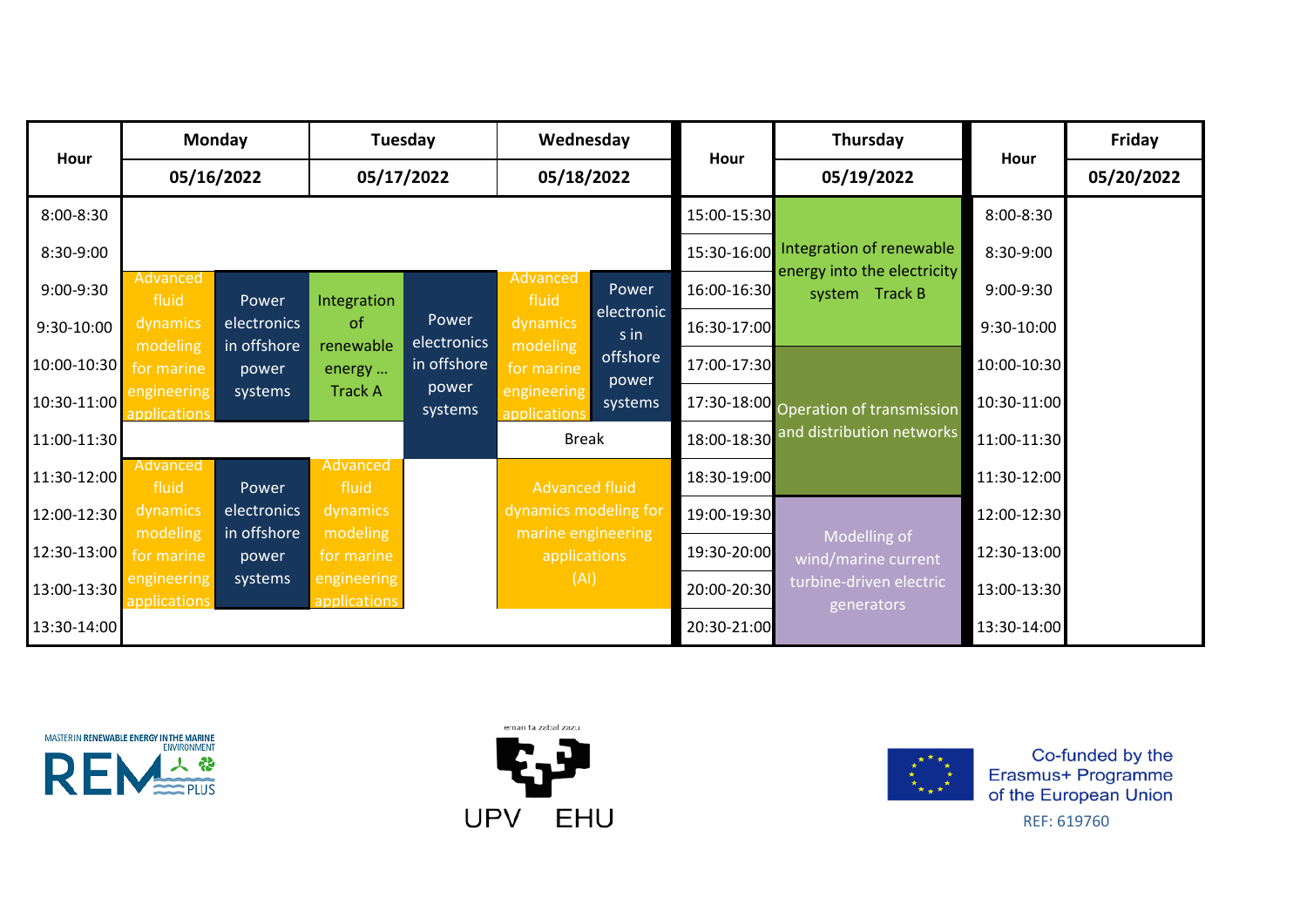| Hour | Monday | | Tuesday | | Wednesday | | Hour | Thursday | Hour | Friday |
|---|---|---|---|---|---|---|---|---|---|---|
| | 05/16/2022 | | 05/17/2022 | | 05/18/2022 | | | 05/19/2022 | | 05/20/2022 |
| 8:00-8:30 | | | | | | | 15:00-15:30 | Integration of renewable energy into the electricity system Track B | 8:00-8:30 | |
| 8:30-9:00 | | | | | | | 15:30-16:00 | | 8:30-9:00 | |
| 9:00-9:30 | Advanced fluid dynamics modeling for marine engineering applications | Power electronics in offshore power systems | Integration of renewable energy … Track A | Power electronics in offshore power systems | Advanced fluid dynamics modeling for marine engineering applications | Power electronics in offshore power systems | 16:00-16:30 | | 9:00-9:30 | |
| 9:30-10:00 | | | | | | | 16:30-17:00 | | 9:30-10:00 | |
| 10:00-10:30 | | | | | | | 17:00-17:30 | Operation of transmission and distribution networks | 10:00-10:30 | |
| 10:30-11:00 | | | | | | | 17:30-18:00 | | 10:30-11:00 | |
| 11:00-11:30 | | | | | Break | | 18:00-18:30 | | 11:00-11:30 | |
| 11:30-12:00 | Advanced fluid dynamics modeling for marine engineering applications | Power electronics in offshore power systems | Advanced fluid dynamics modeling for marine engineering applications | | Advanced fluid dynamics modeling for marine engineering applications (AI) | | 18:30-19:00 | | 11:30-12:00 | |
| 12:00-12:30 | | | | | | | 19:00-19:30 | Modelling of wind/marine current turbine-driven electric generators | 12:00-12:30 | |
| 12:30-13:00 | | | | | | | 19:30-20:00 | | 12:30-13:00 | |
| 13:00-13:30 | | | | | | | 20:00-20:30 | | 13:00-13:30 | |
| 13:30-14:00 | | | | | | | 20:30-21:00 | | 13:30-14:00 | |

MASTER IN RENEWABLE ENERGY IN THE MARINE ENVIRONMENT REM PLUS

eman ta zabal zazu UPV EHU

Co-funded by the Erasmus+ Programme of the European Union

REF: 619760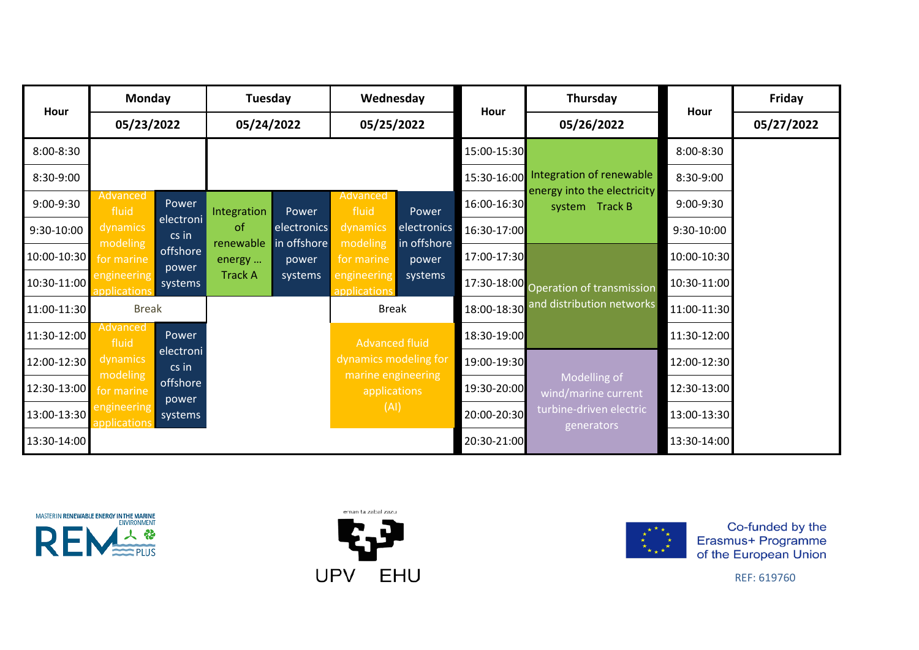| Hour | Monday | | Tuesday | | Wednesday | | Hour | Thursday | Hour | Friday |
|---|---|---|---|---|---|---|---|---|---|---|
| | 05/23/2022 | | 05/24/2022 | | 05/25/2022 | | | 05/26/2022 | | 05/27/2022 |
| 8:00-8:30 | | | | | | | 15:00-15:30 | Integration of renewable energy into the electricity system Track B | 8:00-8:30 | |
| 8:30-9:00 | | | | | | | 15:30-16:00 | | 8:30-9:00 | |
| 9:00-9:30 | Advanced fluid dynamics modeling for marine engineering applications | Power electronics in offshore power systems | Integration of renewable energy ... Track A | Power electronics in offshore power systems | Advanced fluid dynamics modeling for marine engineering applications | Power electronics in offshore power systems | 16:00-16:30 | | 9:00-9:30 | |
| 9:30-10:00 | | | | | | | 16:30-17:00 | | 9:30-10:00 | |
| 10:00-10:30 | | | | | | | 17:00-17:30 | Operation of transmission and distribution networks | 10:00-10:30 | |
| 10:30-11:00 | | | | | | | 17:30-18:00 | | 10:30-11:00 | |
| 11:00-11:30 | Break | | | | Break | | 18:00-18:30 | | 11:00-11:30 | |
| 11:30-12:00 | Advanced fluid dynamics modeling for marine engineering applications | Power electronics in offshore power systems | | | Advanced fluid dynamics modeling for marine engineering applications (AI) | | 18:30-19:00 | | 11:30-12:00 | |
| 12:00-12:30 | | | | | | | 19:00-19:30 | Modelling of wind/marine current turbine-driven electric generators | 12:00-12:30 | |
| 12:30-13:00 | | | | | | | 19:30-20:00 | | 12:30-13:00 | |
| 13:00-13:30 | | | | | | | 20:00-20:30 | | 13:00-13:30 | |
| 13:30-14:00 | | | | | | | 20:30-21:00 | | 13:30-14:00 | |

MASTER IN RENEWABLE ENERGY IN THE MARINE ENVIRONMENT REM PLUS

eman ta zabal zazu UPV EHU

Co-funded by the Erasmus+ Programme of the European Union

REF: 619760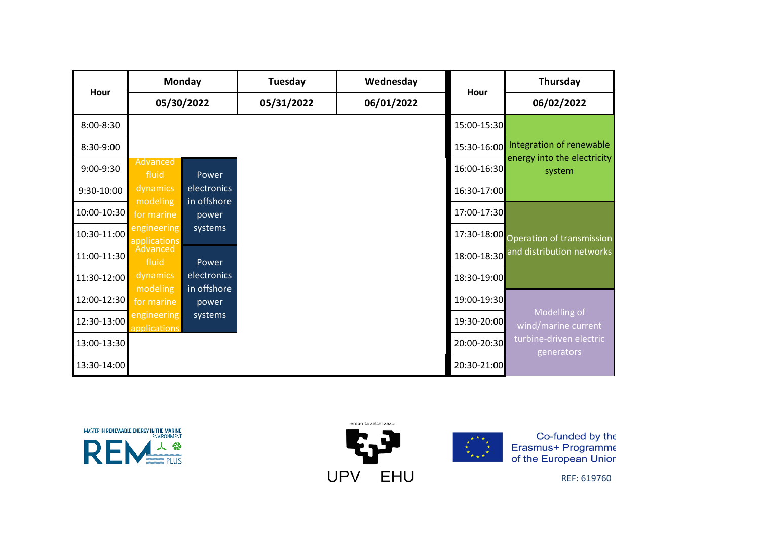| Hour | Monday | | Tuesday | Wednesday | Hour | Thursday |
|---|---|---|---|---|---|---|
| | 05/30/2022 | | 05/31/2022 | 06/01/2022 | | 06/02/2022 |
| 8:00-8:30 | | | | | 15:00-15:30 | Integration of renewable energy into the electricity system |
| 8:30-9:00 | | | | | 15:30-16:00 | |
| 9:00-9:30 | Advanced fluid dynamics modeling for marine engineering applications | Power electronics in offshore power systems | | | 16:00-16:30 | |
| 9:30-10:00 | | | | | 16:30-17:00 | |
| 10:00-10:30 | | | | | 17:00-17:30 | Operation of transmission and distribution networks |
| 10:30-11:00 | | | | | 17:30-18:00 | |
| 11:00-11:30 | Advanced fluid dynamics modeling for marine engineering applications | Power electronics in offshore power systems | | | 18:00-18:30 | |
| 11:30-12:00 | | | | | 18:30-19:00 | |
| 12:00-12:30 | | | | | 19:00-19:30 | Modelling of wind/marine current turbine-driven electric generators |
| 12:30-13:00 | | | | | 19:30-20:00 | |
| 13:00-13:30 | | | | | 20:00-20:30 | |
| 13:30-14:00 | | | | | 20:30-21:00 | |

MASTER IN RENEWABLE ENERGY IN THE MARINE ENVIRONMENT

REM PLUS

eman ta zabal zazu

UPV EHU

Co-funded by the Erasmus+ Programme of the European Union

REF: 619760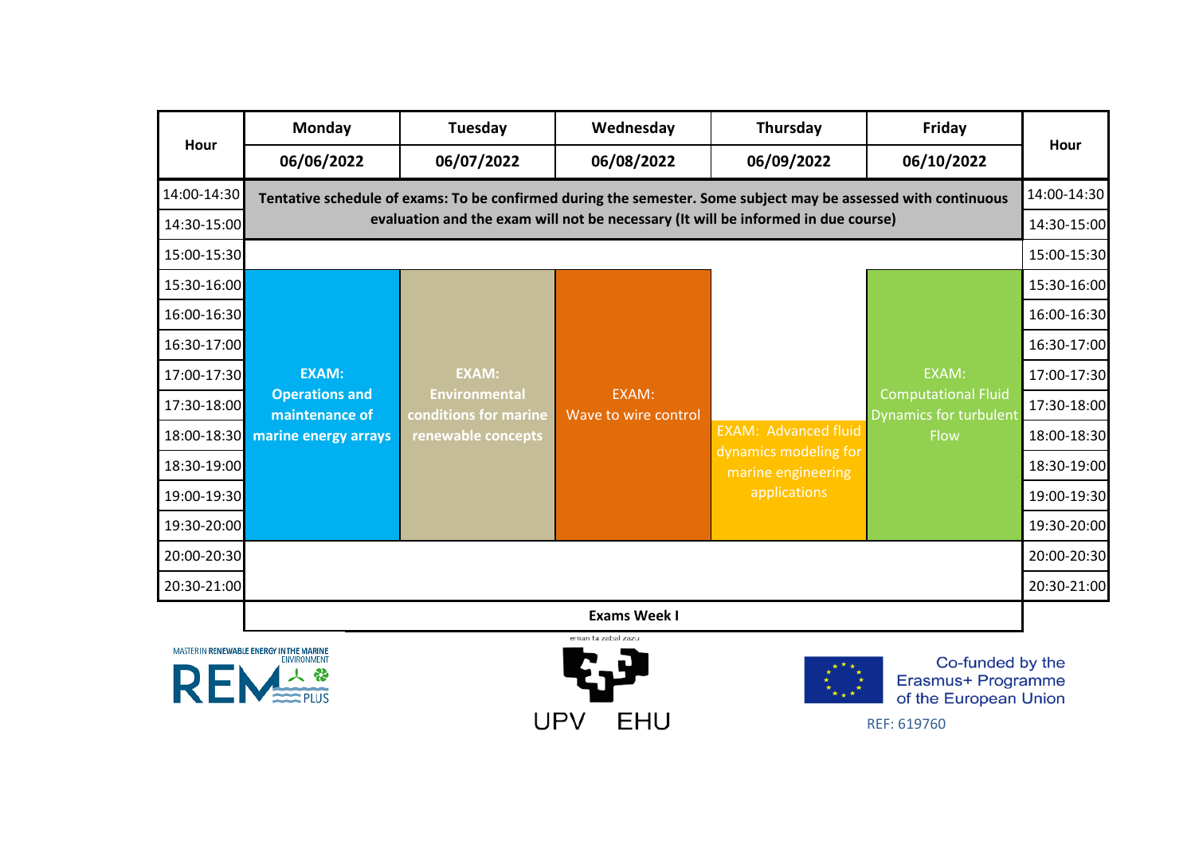| Hour | Monday 06/06/2022 | Tuesday 06/07/2022 | Wednesday 06/08/2022 | Thursday 06/09/2022 | Friday 06/10/2022 | Hour |
|---|---|---|---|---|---|---|
| 14:00-14:30 | Tentative schedule of exams: To be confirmed during the semester. Some subject may be assessed with continuous evaluation and the exam will not be necessary (It will be informed in due course) | | | | | 14:00-14:30 |
| 14:30-15:00 | | | | | | 14:30-15:00 |
| 15:00-15:30 | | | | | | 15:00-15:30 |
| 15:30-16:00 | EXAM: Operations and maintenance of marine energy arrays | EXAM: Environmental conditions for marine renewable concepts | EXAM: Wave to wire control | | EXAM: Computational Fluid Dynamics for turbulent Flow | 15:30-16:00 |
| 16:00-16:30 | | | | | | 16:00-16:30 |
| 16:30-17:00 | | | | | | 16:30-17:00 |
| 17:00-17:30 | | | | | | 17:00-17:30 |
| 17:30-18:00 | | | | | | 17:30-18:00 |
| 18:00-18:30 | | | | EXAM: Advanced fluid dynamics modeling for marine engineering applications | | 18:00-18:30 |
| 18:30-19:00 | | | | | | 18:30-19:00 |
| 19:00-19:30 | | | | | | 19:00-19:30 |
| 19:30-20:00 | | | | | | 19:30-20:00 |
| 20:00-20:30 | | | | | | 20:00-20:30 |
| 20:30-21:00 | | | | | | 20:30-21:00 |

**Exams Week I**

MASTER IN RENEWABLE ENERGY IN THE MARINE ENVIRONMENT REM PLUS

UPV EHU

Co-funded by the Erasmus+ Programme of the European Union

REF: 619760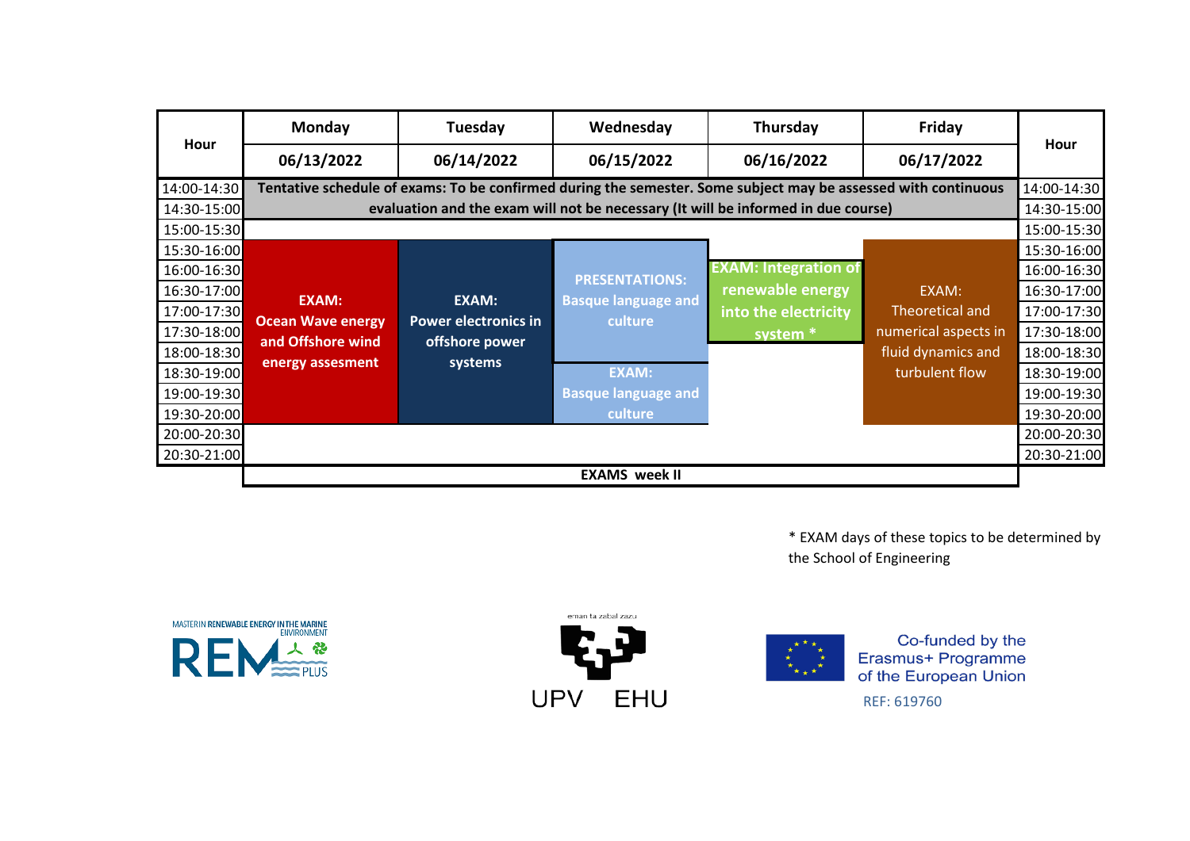| Hour | Monday 06/13/2022 | Tuesday 06/14/2022 | Wednesday 06/15/2022 | Thursday 06/16/2022 | Friday 06/17/2022 | Hour |
|---|---|---|---|---|---|---|
| 14:00-14:30 | **Tentative schedule of exams: To be confirmed during the semester. Some subject may be assessed with continuous evaluation and the exam will not be necessary (It will be informed in due course)** | | | | | 14:00-14:30 |
| 14:30-15:00 | | | | | | 14:30-15:00 |
| 15:00-15:30 | | | | | | 15:00-15:30 |
| 15:30-16:00 | **EXAM: Ocean Wave energy and Offshore wind energy assesment** | **EXAM: Power electronics in offshore power systems** | **PRESENTATIONS: Basque language and culture** | **EXAM: Integration of renewable energy into the electricity system \*** | EXAM: Theoretical and numerical aspects in fluid dynamics and turbulent flow | 15:30-16:00 |
| 16:00-16:30 | | | | | | 16:00-16:30 |
| 16:30-17:00 | | | | | | 16:30-17:00 |
| 17:00-17:30 | | | | | | 17:00-17:30 |
| 17:30-18:00 | | | | | | 17:30-18:00 |
| 18:00-18:30 | | | | | | 18:00-18:30 |
| 18:30-19:00 | | | **EXAM: Basque language and culture** | | | 18:30-19:00 |
| 19:00-19:30 | | | | | | 19:00-19:30 |
| 19:30-20:00 | | | | | | 19:30-20:00 |
| 20:00-20:30 | | | | | | 20:00-20:30 |
| 20:30-21:00 | | | | | | 20:30-21:00 |
| | **EXAMS week II** | | | | | |

\* EXAM days of these topics to be determined by the School of Engineering

MASTER IN RENEWABLE ENERGY IN THE MARINE ENVIRONMENT REM PLUS

eman ta zabal zazu UPV EHU

Co-funded by the Erasmus+ Programme of the European Union

REF: 619760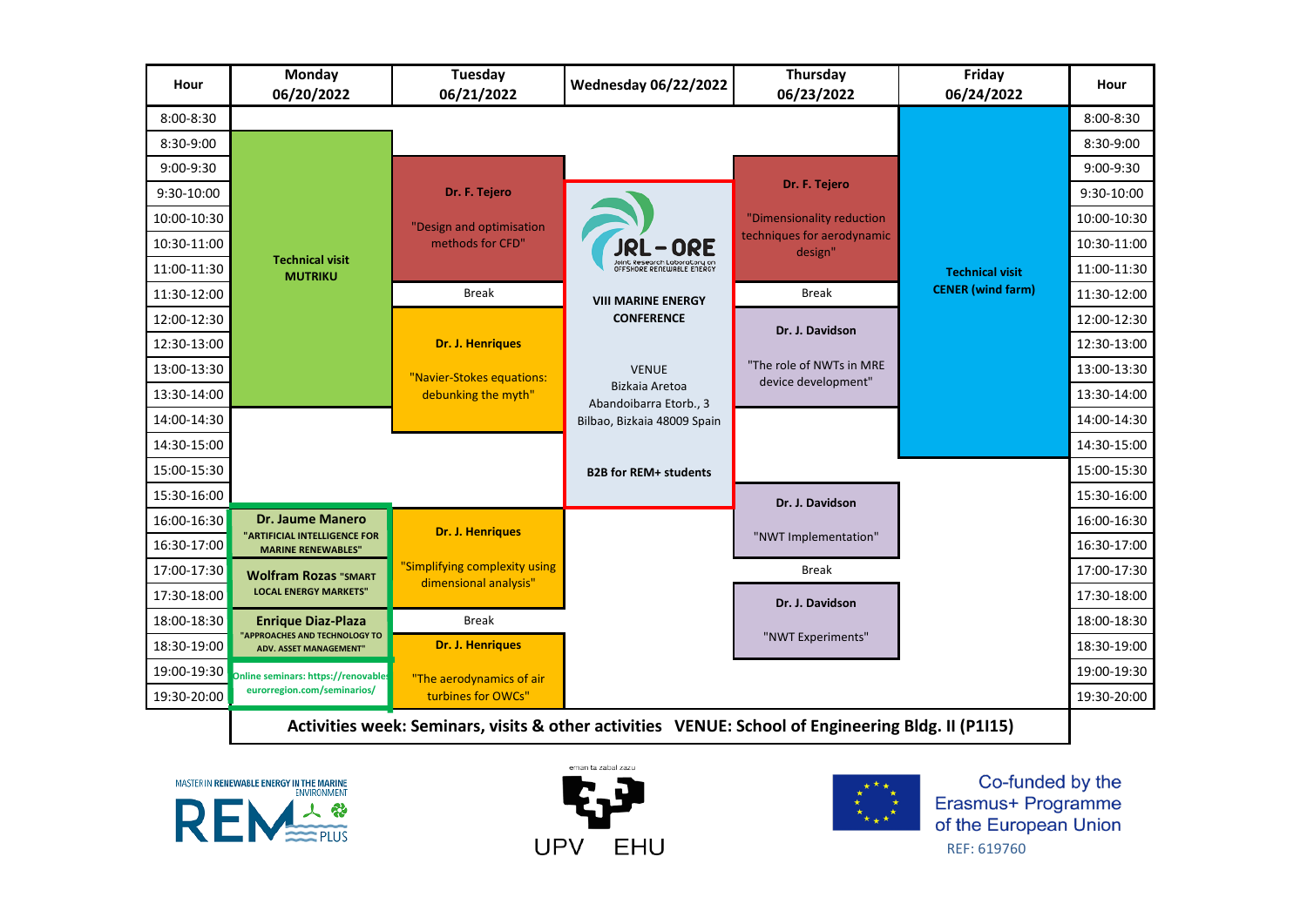| Hour | Monday 06/20/2022 | Tuesday 06/21/2022 | Wednesday 06/22/2022 | Thursday 06/23/2022 | Friday 06/24/2022 | Hour |
|---|---|---|---|---|---|---|
| 8:00-8:30 | | | | | **Technical visit CENER (wind farm)** | 8:00-8:30 |
| 8:30-9:00 | **Technical visit MUTRIKU** | | | | | 8:30-9:00 |
| 9:00-9:30 | | **Dr. F. Tejero** "Design and optimisation methods for CFD" | | **Dr. F. Tejero** "Dimensionality reduction techniques for aerodynamic design" | | 9:00-9:30 |
| 9:30-10:00 | | | JRL-ORE Joint Research Laboratory on Offshore Renewable Energy **VIII MARINE ENERGY CONFERENCE** VENUE Bizkaia Aretoa Abandoibarra Etorb., 3 Bilbao, Bizkaia 48009 Spain **B2B for REM+ students** | | | 9:30-10:00 |
| 10:00-10:30 | | | | | | 10:00-10:30 |
| 10:30-11:00 | | | | | | 10:30-11:00 |
| 11:00-11:30 | | | | | | 11:00-11:30 |
| 11:30-12:00 | | Break | | Break | | 11:30-12:00 |
| 12:00-12:30 | | **Dr. J. Henriques** "Navier-Stokes equations: debunking the myth" | | **Dr. J. Davidson** "The role of NWTs in MRE device development" | | 12:00-12:30 |
| 12:30-13:00 | | | | | | 12:30-13:00 |
| 13:00-13:30 | | | | | | 13:00-13:30 |
| 13:30-14:00 | | | | | | 13:30-14:00 |
| 14:00-14:30 | | | | | | 14:00-14:30 |
| 14:30-15:00 | | | | | | 14:30-15:00 |
| 15:00-15:30 | | | | | | 15:00-15:30 |
| 15:30-16:00 | | | | **Dr. J. Davidson** "NWT Implementation" | | 15:30-16:00 |
| 16:00-16:30 | **Dr. Jaume Manero** "ARTIFICIAL INTELLIGENCE FOR MARINE RENEWABLES" | **Dr. J. Henriques** "Simplifying complexity using dimensional analysis" | | | | 16:00-16:30 |
| 16:30-17:00 | | | | | | 16:30-17:00 |
| 17:00-17:30 | **Wolfram Rozas** "SMART LOCAL ENERGY MARKETS" | | | Break | | 17:00-17:30 |
| 17:30-18:00 | | | | **Dr. J. Davidson** "NWT Experiments" | | 17:30-18:00 |
| 18:00-18:30 | **Enrique Diaz-Plaza** "APPROACHES AND TECHNOLOGY TO ADV. ASSET MANAGEMENT" | Break | | | | 18:00-18:30 |
| 18:30-19:00 | | **Dr. J. Henriques** "The aerodynamics of air turbines for OWCs" | | | | 18:30-19:00 |
| 19:00-19:30 | Online seminars: https://renovables-eurorregion.com/seminarios/ | | | | | 19:00-19:30 |
| 19:30-20:00 | | | | | | 19:30-20:00 |

**Activities week: Seminars, visits & other activities VENUE: School of Engineering Bldg. II (P1I15)**

MASTER IN RENEWABLE ENERGY IN THE MARINE ENVIRONMENT REM PLUS

eman ta zabal zazu UPV EHU

Co-funded by the Erasmus+ Programme of the European Union
REF: 619760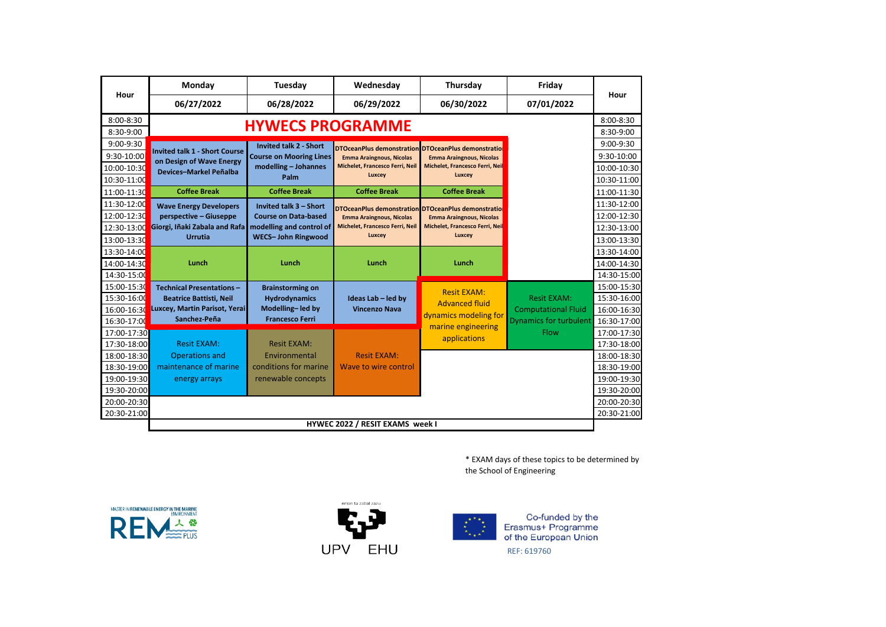| Hour | Monday 06/27/2022 | Tuesday 06/28/2022 | Wednesday 06/29/2022 | Thursday 06/30/2022 | Friday 07/01/2022 | Hour |
|---|---|---|---|---|---|---|
| 8:00-8:30 | **HYWECS PROGRAMME** | | | | | 8:00-8:30 |
| 8:30-9:00 | | | | | | 8:30-9:00 |
| 9:00-9:30 | **Invited talk 1 - Short Course on Design of Wave Energy Devices–Markel Peñalba** | **Invited talk 2 - Short Course on Mooring Lines modelling – Johanes Palm** | **DTOceanPlus demonstration** Emma Araingnous, Nicolas Michelet, Francesco Ferri, Neil Luxcey | **DTOceanPlus demonstration** Emma Araingnous, Nicolas Michelet, Francesco Ferri, Neil Luxcey | | 9:00-9:30 |
| 9:30-10:00 | | | | | | 9:30-10:00 |
| 10:00-10:30 | | | | | | 10:00-10:30 |
| 10:30-11:00 | | | | | | 10:30-11:00 |
| 11:00-11:30 | **Coffee Break** | **Coffee Break** | **Coffee Break** | **Coffee Break** | | 11:00-11:30 |
| 11:30-12:00 | **Wave Energy Developers perspective – Giuseppe Giorgi, Iñaki Zabala and Rafa Urrutia** | **Invited talk 3 – Short Course on Data-based modelling and control of WECS– John Ringwood** | **DTOceanPlus demonstration** Emma Araingnous, Nicolas Michelet, Francesco Ferri, Neil Luxcey | **DTOceanPlus demonstration** Emma Araingnous, Nicolas Michelet, Francesco Ferri, Neil Luxcey | | 11:30-12:00 |
| 12:00-12:30 | | | | | | 12:00-12:30 |
| 12:30-13:00 | | | | | | 12:30-13:00 |
| 13:00-13:30 | | | | | | 13:00-13:30 |
| 13:30-14:00 | **Lunch** | **Lunch** | **Lunch** | **Lunch** | | 13:30-14:00 |
| 14:00-14:30 | | | | | | 14:00-14:30 |
| 14:30-15:00 | | | | | | 14:30-15:00 |
| 15:00-15:30 | **Technical Presentations – Beatrice Battisti, Neil Luxcey, Martin Parisot, Yerai Sanchez-Peña** | **Brainstorming on Hydrodynamics Modelling– led by Francesco Ferri** | **Ideas Lab – led by Vincenzo Nava** | Resit EXAM: Advanced fluid dynamics modeling for marine engineering applications | Resit EXAM: Computational Fluid Dynamics for turbulent Flow | 15:00-15:30 |
| 15:30-16:00 | | | | | | 15:30-16:00 |
| 16:00-16:30 | | | | | | 16:00-16:30 |
| 16:30-17:00 | | | | | | 16:30-17:00 |
| 17:00-17:30 | Resit EXAM: Operations and maintenance of marine energy arrays | Resit EXAM: Environmental conditions for marine renewable concepts | Resit EXAM: Wave to wire control | | | 17:00-17:30 |
| 17:30-18:00 | | | | | | 17:30-18:00 |
| 18:00-18:30 | | | | | | 18:00-18:30 |
| 18:30-19:00 | | | | | | 18:30-19:00 |
| 19:00-19:30 | | | | | | 19:00-19:30 |
| 19:30-20:00 | | | | | | 19:30-20:00 |
| 20:00-20:30 | | | | | | 20:00-20:30 |
| 20:30-21:00 | | | | | | 20:30-21:00 |
| | **HYWEC 2022 / RESIT EXAMS week I** | | | | | |

* EXAM days of these topics to be determined by the School of Engineering

MASTER IN RENEWABLE ENERGY IN THE MARINE ENVIRONMENT REM PLUS

eman ta zabal zazu UPV EHU

Co-funded by the Erasmus+ Programme of the European Union

REF: 619760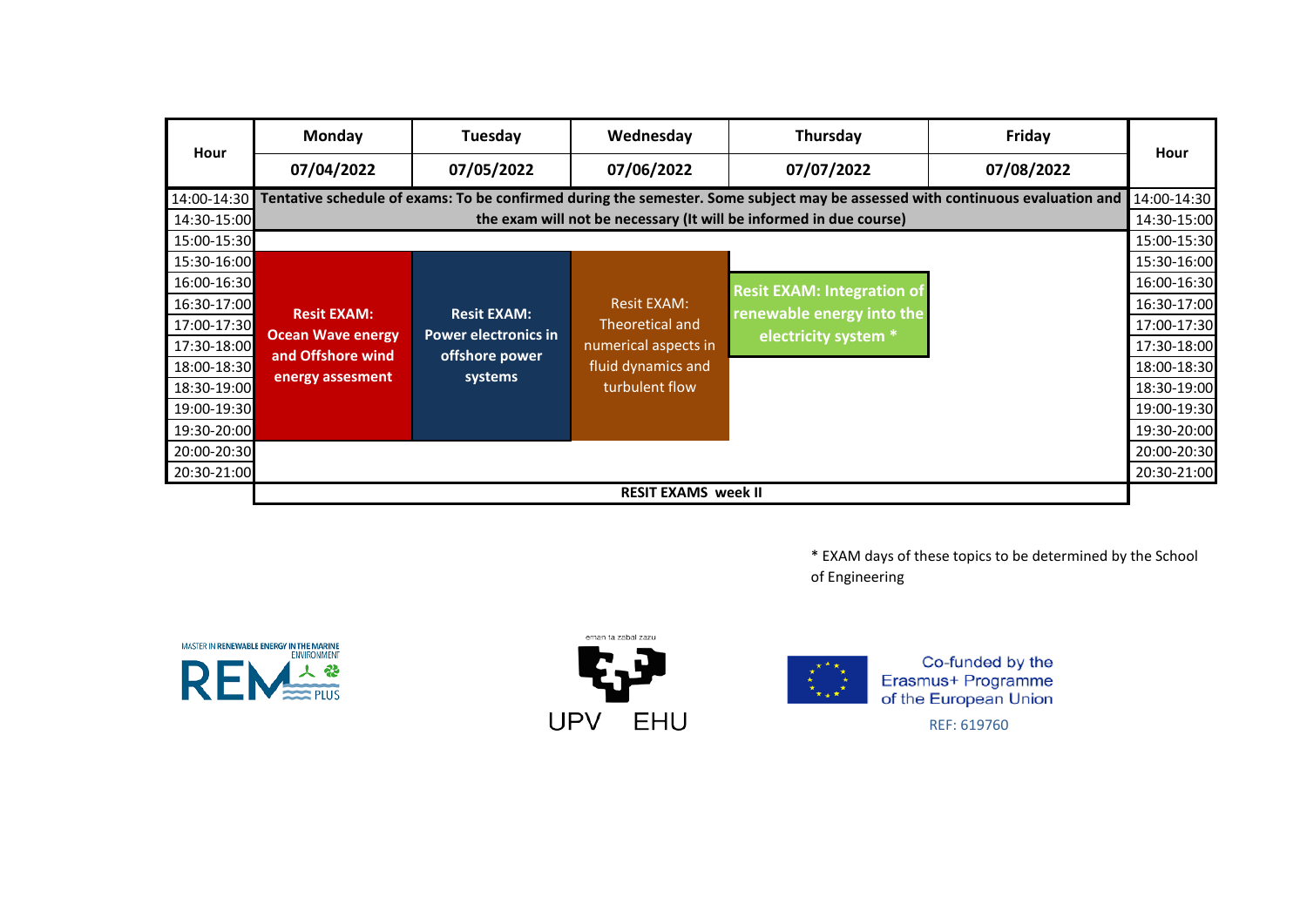| Hour | Monday | Tuesday | Wednesday | Thursday | Friday | Hour |
|---|---|---|---|---|---|---|
| | 07/04/2022 | 07/05/2022 | 07/06/2022 | 07/07/2022 | 07/08/2022 | |
| 14:00-14:30 | **Tentative schedule of exams: To be confirmed during the semester. Some subject may be assessed with continuous evaluation and the exam will not be necessary (It will be informed in due course)** | | | | | 14:00-14:30 |
| 14:30-15:00 | | | | | | 14:30-15:00 |
| 15:00-15:30 | | | | | | 15:00-15:30 |
| 15:30-16:00 | **Resit EXAM: Ocean Wave energy and Offshore wind energy assesment** | **Resit EXAM: Power electronics in offshore power systems** | Resit EXAM: Theoretical and numerical aspects in fluid dynamics and turbulent flow | | | 15:30-16:00 |
| 16:00-16:30 | | | | **Resit EXAM: Integration of renewable energy into the electricity system \*** | | 16:00-16:30 |
| 16:30-17:00 | | | | | | 16:30-17:00 |
| 17:00-17:30 | | | | | | 17:00-17:30 |
| 17:30-18:00 | | | | | | 17:30-18:00 |
| 18:00-18:30 | | | | | | 18:00-18:30 |
| 18:30-19:00 | | | | | | 18:30-19:00 |
| 19:00-19:30 | | | | | | 19:00-19:30 |
| 19:30-20:00 | | | | | | 19:30-20:00 |
| 20:00-20:30 | | | | | | 20:00-20:30 |
| 20:30-21:00 | | | | | | 20:30-21:00 |
| | **RESIT EXAMS week II** | | | | | |

\* EXAM days of these topics to be determined by the School of Engineering

MASTER IN RENEWABLE ENERGY IN THE MARINE ENVIRONMENT REM PLUS

eman ta zabal zazu

UPV EHU

Co-funded by the Erasmus+ Programme of the European Union

REF: 619760